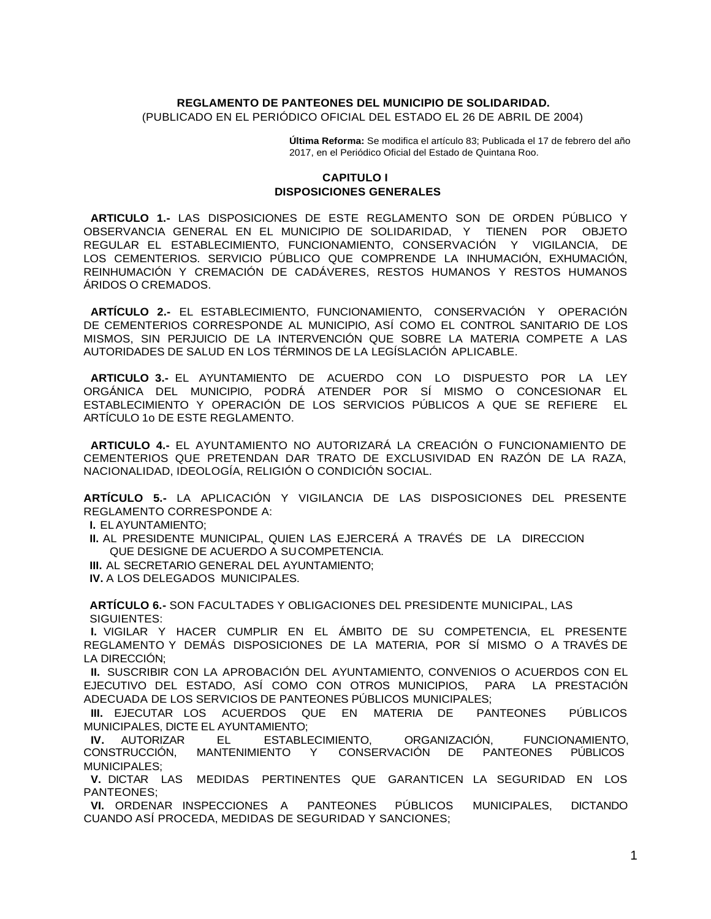# REGLAMENTO DE PANTEONES DEL MUNICIPIO DE SOLIDARIDAD.

(PUBLICADO EN EL PERIÓDICO OFICIAL DEL ESTADO EL 26 DE ABRIL DE 2004)

**Última Reforma:** Se modifica el artículo 83; Publicada el 17 de febrero del año 2017, en el Periódico Oficial del Estado de Quintana Roo.

## CAPITULO I
## DISPOSICIONES GENERALES

**ARTICULO 1.-** LAS DISPOSICIONES DE ESTE REGLAMENTO SON DE ORDEN PÚBLICO Y OBSERVANCIA GENERAL EN EL MUNICIPIO DE SOLIDARIDAD, Y TIENEN POR OBJETO REGULAR EL ESTABLECIMIENTO, FUNCIONAMIENTO, CONSERVACIÓN Y VIGILANCIA, DE LOS CEMENTERIOS. SERVICIO PÚBLICO QUE COMPRENDE LA INHUMACIÓN, EXHUMACIÓN, REINHUMACIÓN Y CREMACIÓN DE CADÁVERES, RESTOS HUMANOS Y RESTOS HUMANOS ÁRIDOS O CREMADOS.

**ARTÍCULO 2.-** EL ESTABLECIMIENTO, FUNCIONAMIENTO, CONSERVACIÓN Y OPERACIÓN DE CEMENTERIOS CORRESPONDE AL MUNICIPIO, ASÍ COMO EL CONTROL SANITARIO DE LOS MISMOS, SIN PERJUICIO DE LA INTERVENCIÓN QUE SOBRE LA MATERIA COMPETE A LAS AUTORIDADES DE SALUD EN LOS TÉRMINOS DE LA LEGÍSLACIÓN APLICABLE.

**ARTICULO 3.-** EL AYUNTAMIENTO DE ACUERDO CON LO DISPUESTO POR LA LEY ORGÁNICA DEL MUNICIPIO, PODRÁ ATENDER POR SÍ MISMO O CONCESIONAR EL ESTABLECIMIENTO Y OPERACIÓN DE LOS SERVICIOS PÚBLICOS A QUE SE REFIERE EL ARTÍCULO 1o DE ESTE REGLAMENTO.

**ARTICULO 4.-** EL AYUNTAMIENTO NO AUTORIZARÁ LA CREACIÓN O FUNCIONAMIENTO DE CEMENTERIOS QUE PRETENDAN DAR TRATO DE EXCLUSIVIDAD EN RAZÓN DE LA RAZA, NACIONALIDAD, IDEOLOGÍA, RELIGIÓN O CONDICIÓN SOCIAL.

**ARTÍCULO 5.-** LA APLICACIÓN Y VIGILANCIA DE LAS DISPOSICIONES DEL PRESENTE REGLAMENTO CORRESPONDE A:

**I.** EL AYUNTAMIENTO;
**II.** AL PRESIDENTE MUNICIPAL, QUIEN LAS EJERCERÁ A TRAVÉS DE LA DIRECCION QUE DESIGNE DE ACUERDO A SU COMPETENCIA.
**III.** AL SECRETARIO GENERAL DEL AYUNTAMIENTO;
**IV.** A LOS DELEGADOS MUNICIPALES.

**ARTÍCULO 6.-** SON FACULTADES Y OBLIGACIONES DEL PRESIDENTE MUNICIPAL, LAS SIGUIENTES:

**I.** VIGILAR Y HACER CUMPLIR EN EL ÁMBITO DE SU COMPETENCIA, EL PRESENTE REGLAMENTO Y DEMÁS DISPOSICIONES DE LA MATERIA, POR SÍ MISMO O A TRAVÉS DE LA DIRECCIÓN;
**II.** SUSCRIBIR CON LA APROBACIÓN DEL AYUNTAMIENTO, CONVENIOS O ACUERDOS CON EL EJECUTIVO DEL ESTADO, ASÍ COMO CON OTROS MUNICIPIOS, PARA LA PRESTACIÓN ADECUADA DE LOS SERVICIOS DE PANTEONES PÚBLICOS MUNICIPALES;
**III.** EJECUTAR LOS ACUERDOS QUE EN MATERIA DE PANTEONES PÚBLICOS MUNICIPALES, DICTE EL AYUNTAMIENTO;
**IV.** AUTORIZAR EL ESTABLECIMIENTO, ORGANIZACIÓN, FUNCIONAMIENTO, CONSTRUCCIÓN, MANTENIMIENTO Y CONSERVACIÓN DE PANTEONES PÚBLICOS MUNICIPALES;
**V.** DICTAR LAS MEDIDAS PERTINENTES QUE GARANTICEN LA SEGURIDAD EN LOS PANTEONES;
**VI.** ORDENAR INSPECCIONES A PANTEONES PÚBLICOS MUNICIPALES, DICTANDO CUANDO ASÍ PROCEDA, MEDIDAS DE SEGURIDAD Y SANCIONES;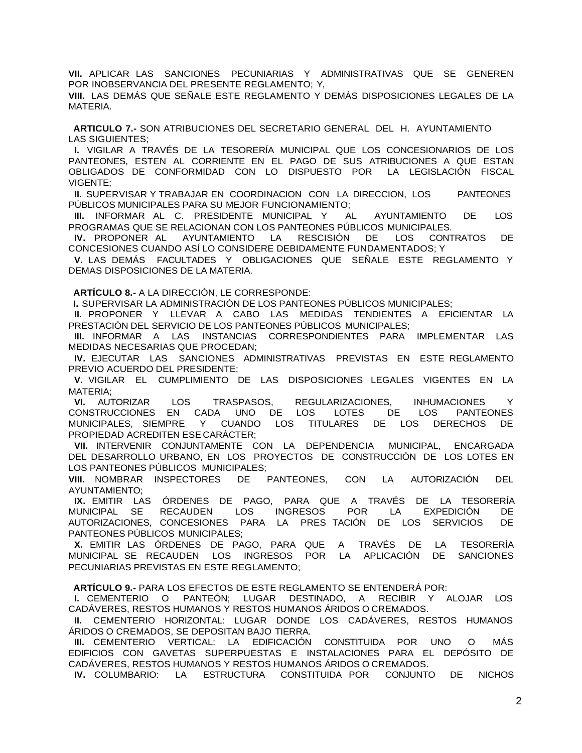**VII.** APLICAR LAS SANCIONES PECUNIARIAS Y ADMINISTRATIVAS QUE SE GENEREN POR INOBSERVANCIA DEL PRESENTE REGLAMENTO; Y,

**VIII.** LAS DEMÁS QUE SEÑALE ESTE REGLAMENTO Y DEMÁS DISPOSICIONES LEGALES DE LA MATERIA.

**ARTICULO 7.-** SON ATRIBUCIONES DEL SECRETARIO GENERAL DEL H. AYUNTAMIENTO LAS SIGUIENTES;

**I.** VIGILAR A TRAVÉS DE LA TESORERÍA MUNICIPAL QUE LOS CONCESIONARIOS DE LOS PANTEONES, ESTEN AL CORRIENTE EN EL PAGO DE SUS ATRIBUCIONES A QUE ESTAN OBLIGADOS DE CONFORMIDAD CON LO DISPUESTO POR LA LEGISLACIÓN FISCAL VIGENTE;

**II.** SUPERVISAR Y TRABAJAR EN COORDINACION CON LA DIRECCION, LOS PANTEONES PÚBLICOS MUNICIPALES PARA SU MEJOR FUNCIONAMIENTO;

**III.** INFORMAR AL C. PRESIDENTE MUNICIPAL Y AL AYUNTAMIENTO DE LOS PROGRAMAS QUE SE RELACIONAN CON LOS PANTEONES PÚBLICOS MUNICIPALES.

**IV.** PROPONER AL AYUNTAMIENTO LA RESCISIÓN DE LOS CONTRATOS DE CONCESIONES CUANDO ASÍ LO CONSIDERE DEBIDAMENTE FUNDAMENTADOS; Y

**V.** LAS DEMÁS FACULTADES Y OBLIGACIONES QUE SEÑALE ESTE REGLAMENTO Y DEMAS DISPOSICIONES DE LA MATERIA.

**ARTÍCULO 8.-** A LA DIRECCIÓN, LE CORRESPONDE:

**I.** SUPERVISAR LA ADMINISTRACIÓN DE LOS PANTEONES PÚBLICOS MUNICIPALES;

**II.** PROPONER Y LLEVAR A CABO LAS MEDIDAS TENDIENTES A EFICIENTAR LA PRESTACIÓN DEL SERVICIO DE LOS PANTEONES PÚBLICOS MUNICIPALES;

**III.** INFORMAR A LAS INSTANCIAS CORRESPONDIENTES PARA IMPLEMENTAR LAS MEDIDAS NECESARIAS QUE PROCEDAN;

**IV.** EJECUTAR LAS SANCIONES ADMINISTRATIVAS PREVISTAS EN ESTE REGLAMENTO PREVIO ACUERDO DEL PRESIDENTE;

**V.** VIGILAR EL CUMPLIMIENTO DE LAS DISPOSICIONES LEGALES VIGENTES EN LA MATERIA;

**VI.** AUTORIZAR LOS TRASPASOS, REGULARIZACIONES, INHUMACIONES Y CONSTRUCCIONES EN CADA UNO DE LOS LOTES DE LOS PANTEONES MUNICIPALES, SIEMPRE Y CUANDO LOS TITULARES DE LOS DERECHOS DE PROPIEDAD ACREDITEN ESE CARÁCTER;

**VII.** INTERVENIR CONJUNTAMENTE CON LA DEPENDENCIA MUNICIPAL, ENCARGADA DEL DESARROLLO URBANO, EN LOS PROYECTOS DE CONSTRUCCIÓN DE LOS LOTES EN LOS PANTEONES PÚBLICOS MUNICIPALES;

**VIII.** NOMBRAR INSPECTORES DE PANTEONES, CON LA AUTORIZACIÓN DEL AYUNTAMIENTO;

**IX.** EMITIR LAS ÓRDENES DE PAGO, PARA QUE A TRAVÉS DE LA TESORERÍA MUNICIPAL SE RECAUDEN LOS INGRESOS POR LA EXPEDICIÓN DE AUTORIZACIONES, CONCESIONES PARA LA PRES TACIÓN DE LOS SERVICIOS DE PANTEONES PÚBLICOS MUNICIPALES;

**X.** EMITIR LAS ÓRDENES DE PAGO, PARA QUE A TRAVÉS DE LA TESORERÍA MUNICIPAL SE RECAUDEN LOS INGRESOS POR LA APLICACIÓN DE SANCIONES PECUNIARIAS PREVISTAS EN ESTE REGLAMENTO;

**ARTÍCULO 9.-** PARA LOS EFECTOS DE ESTE REGLAMENTO SE ENTENDERÁ POR:

**I.** CEMENTERIO O PANTEÓN; LUGAR DESTINADO, A RECIBIR Y ALOJAR LOS CADÁVERES, RESTOS HUMANOS Y RESTOS HUMANOS ÁRIDOS O CREMADOS.

**II.** CEMENTERIO HORIZONTAL: LUGAR DONDE LOS CADÁVERES, RESTOS HUMANOS ÁRIDOS O CREMADOS, SE DEPOSITAN BAJO TIERRA.

**III.** CEMENTERIO VERTICAL: LA EDIFICACIÓN CONSTITUIDA POR UNO O MÁS EDIFICIOS CON GAVETAS SUPERPUESTAS E INSTALACIONES PARA EL DEPÓSITO DE CADÁVERES, RESTOS HUMANOS Y RESTOS HUMANOS ÁRIDOS O CREMADOS.

**IV.** COLUMBARIO: LA ESTRUCTURA CONSTITUIDA POR CONJUNTO DE NICHOS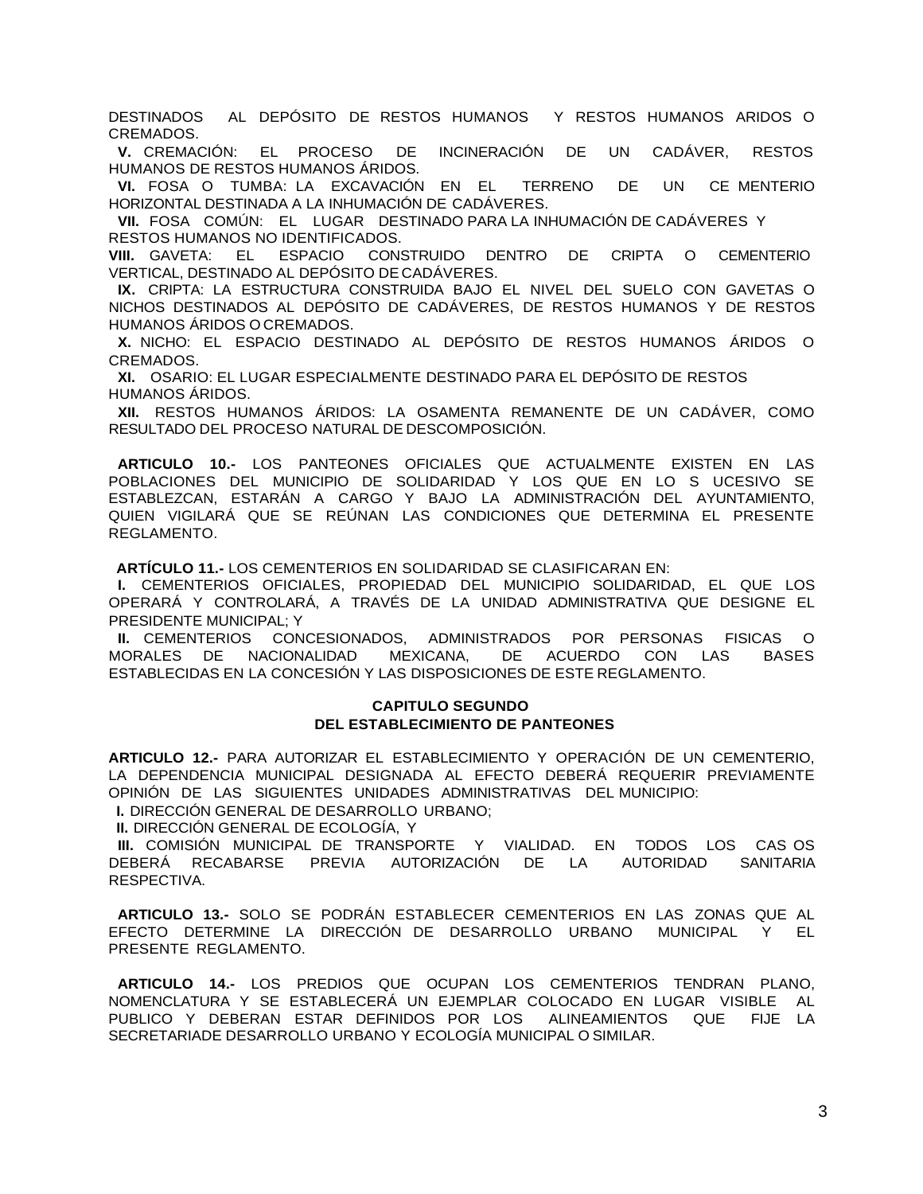DESTINADOS AL DEPÓSITO DE RESTOS HUMANOS Y RESTOS HUMANOS ARIDOS O CREMADOS.

**V.** CREMACIÓN: EL PROCESO DE INCINERACIÓN DE UN CADÁVER, RESTOS HUMANOS DE RESTOS HUMANOS ÁRIDOS.

**VI.** FOSA O TUMBA: LA EXCAVACIÓN EN EL TERRENO DE UN CE MENTERIO HORIZONTAL DESTINADA A LA INHUMACIÓN DE CADÁVERES.

**VII.** FOSA COMÚN: EL LUGAR DESTINADO PARA LA INHUMACIÓN DE CADÁVERES Y RESTOS HUMANOS NO IDENTIFICADOS.

**VIII.** GAVETA: EL ESPACIO CONSTRUIDO DENTRO DE CRIPTA O CEMENTERIO VERTICAL, DESTINADO AL DEPÓSITO DE CADÁVERES.

**IX.** CRIPTA: LA ESTRUCTURA CONSTRUIDA BAJO EL NIVEL DEL SUELO CON GAVETAS O NICHOS DESTINADOS AL DEPÓSITO DE CADÁVERES, DE RESTOS HUMANOS Y DE RESTOS HUMANOS ÁRIDOS O CREMADOS.

**X.** NICHO: EL ESPACIO DESTINADO AL DEPÓSITO DE RESTOS HUMANOS ÁRIDOS O CREMADOS.

**XI.** OSARIO: EL LUGAR ESPECIALMENTE DESTINADO PARA EL DEPÓSITO DE RESTOS HUMANOS ÁRIDOS.

**XII.** RESTOS HUMANOS ÁRIDOS: LA OSAMENTA REMANENTE DE UN CADÁVER, COMO RESULTADO DEL PROCESO NATURAL DE DESCOMPOSICIÓN.

**ARTICULO 10.-** LOS PANTEONES OFICIALES QUE ACTUALMENTE EXISTEN EN LAS POBLACIONES DEL MUNICIPIO DE SOLIDARIDAD Y LOS QUE EN LO S UCESIVO SE ESTABLEZCAN, ESTARÁN A CARGO Y BAJO LA ADMINISTRACIÓN DEL AYUNTAMIENTO, QUIEN VIGILARÁ QUE SE REÚNAN LAS CONDICIONES QUE DETERMINA EL PRESENTE REGLAMENTO.

**ARTÍCULO 11.-** LOS CEMENTERIOS EN SOLIDARIDAD SE CLASIFICARAN EN:

**I.** CEMENTERIOS OFICIALES, PROPIEDAD DEL MUNICIPIO SOLIDARIDAD, EL QUE LOS OPERARÁ Y CONTROLARÁ, A TRAVÉS DE LA UNIDAD ADMINISTRATIVA QUE DESIGNE EL PRESIDENTE MUNICIPAL; Y

**II.** CEMENTERIOS CONCESIONADOS, ADMINISTRADOS POR PERSONAS FISICAS O MORALES DE NACIONALIDAD MEXICANA, DE ACUERDO CON LAS BASES ESTABLECIDAS EN LA CONCESIÓN Y LAS DISPOSICIONES DE ESTE REGLAMENTO.

## CAPITULO SEGUNDO
## DEL ESTABLECIMIENTO DE PANTEONES

**ARTICULO 12.-** PARA AUTORIZAR EL ESTABLECIMIENTO Y OPERACIÓN DE UN CEMENTERIO, LA DEPENDENCIA MUNICIPAL DESIGNADA AL EFECTO DEBERÁ REQUERIR PREVIAMENTE OPINIÓN DE LAS SIGUIENTES UNIDADES ADMINISTRATIVAS DEL MUNICIPIO:

**I.** DIRECCIÓN GENERAL DE DESARROLLO URBANO;

**II.** DIRECCIÓN GENERAL DE ECOLOGÍA, Y

**III.** COMISIÓN MUNICIPAL DE TRANSPORTE Y VIALIDAD. EN TODOS LOS CAS OS DEBERÁ RECABARSE PREVIA AUTORIZACIÓN DE LA AUTORIDAD SANITARIA RESPECTIVA.

**ARTICULO 13.-** SOLO SE PODRÁN ESTABLECER CEMENTERIOS EN LAS ZONAS QUE AL EFECTO DETERMINE LA DIRECCIÓN DE DESARROLLO URBANO MUNICIPAL Y EL PRESENTE REGLAMENTO.

**ARTICULO 14.-** LOS PREDIOS QUE OCUPAN LOS CEMENTERIOS TENDRAN PLANO, NOMENCLATURA Y SE ESTABLECERÁ UN EJEMPLAR COLOCADO EN LUGAR VISIBLE AL PUBLICO Y DEBERAN ESTAR DEFINIDOS POR LOS ALINEAMIENTOS QUE FIJE LA SECRETARIADE DESARROLLO URBANO Y ECOLOGÍA MUNICIPAL O SIMILAR.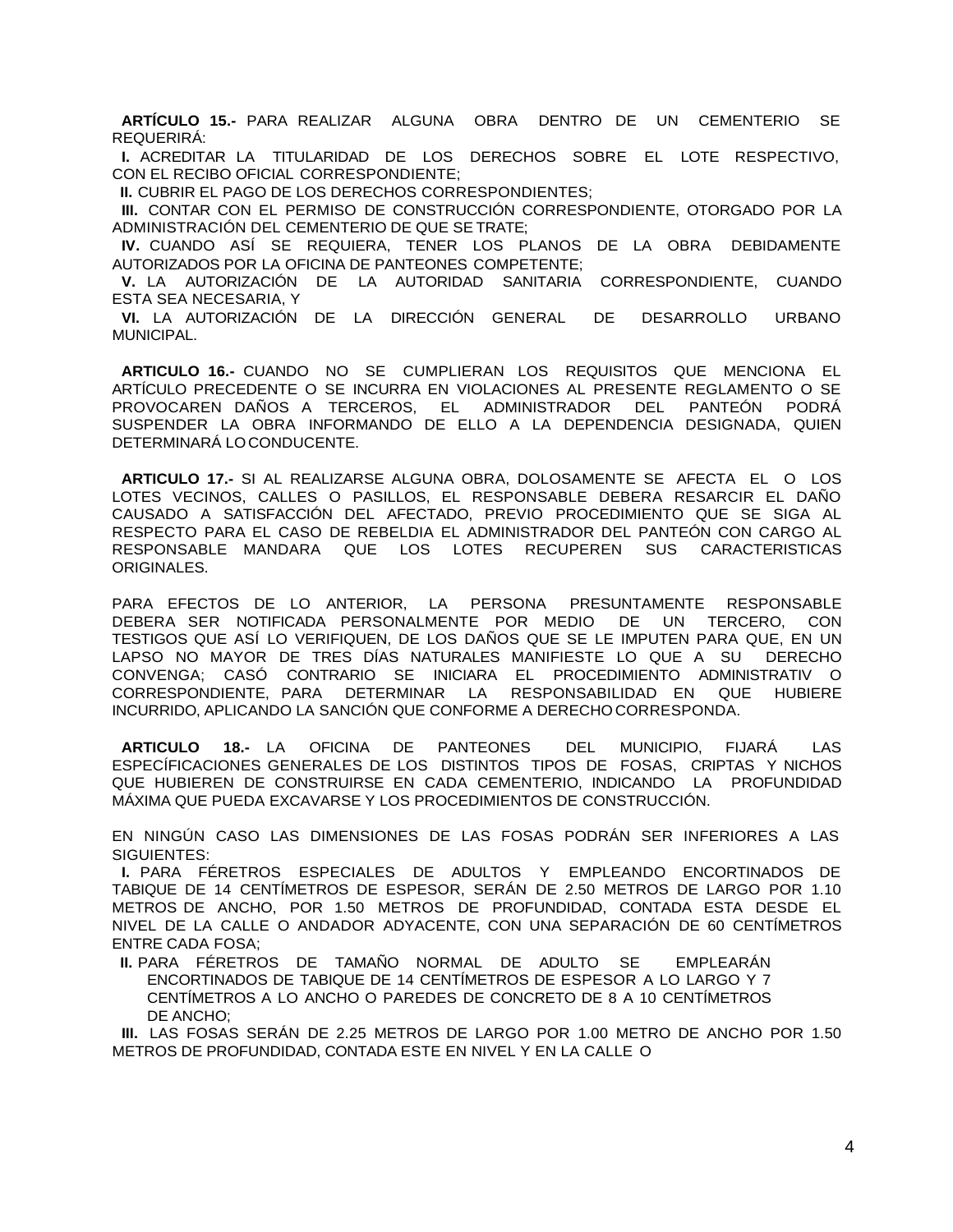**ARTÍCULO 15.-** PARA REALIZAR ALGUNA OBRA DENTRO DE UN CEMENTERIO SE REQUERIRÁ:

**I.** ACREDITAR LA TITULARIDAD DE LOS DERECHOS SOBRE EL LOTE RESPECTIVO, CON EL RECIBO OFICIAL CORRESPONDIENTE;

**II.** CUBRIR EL PAGO DE LOS DERECHOS CORRESPONDIENTES;

**III.** CONTAR CON EL PERMISO DE CONSTRUCCIÓN CORRESPONDIENTE, OTORGADO POR LA ADMINISTRACIÓN DEL CEMENTERIO DE QUE SE TRATE;

**IV.** CUANDO ASÍ SE REQUIERA, TENER LOS PLANOS DE LA OBRA DEBIDAMENTE AUTORIZADOS POR LA OFICINA DE PANTEONES COMPETENTE;

**V.** LA AUTORIZACIÓN DE LA AUTORIDAD SANITARIA CORRESPONDIENTE, CUANDO ESTA SEA NECESARIA, Y

**VI.** LA AUTORIZACIÓN DE LA DIRECCIÓN GENERAL DE DESARROLLO URBANO MUNICIPAL.

**ARTICULO 16.-** CUANDO NO SE CUMPLIERAN LOS REQUISITOS QUE MENCIONA EL ARTÍCULO PRECEDENTE O SE INCURRA EN VIOLACIONES AL PRESENTE REGLAMENTO O SE PROVOCAREN DAÑOS A TERCEROS, EL ADMINISTRADOR DEL PANTEÓN PODRÁ SUSPENDER LA OBRA INFORMANDO DE ELLO A LA DEPENDENCIA DESIGNADA, QUIEN DETERMINARÁ LO CONDUCENTE.

**ARTICULO 17.-** SI AL REALIZARSE ALGUNA OBRA, DOLOSAMENTE SE AFECTA EL O LOS LOTES VECINOS, CALLES O PASILLOS, EL RESPONSABLE DEBERA RESARCIR EL DAÑO CAUSADO A SATISFACCIÓN DEL AFECTADO, PREVIO PROCEDIMIENTO QUE SE SIGA AL RESPECTO PARA EL CASO DE REBELDIA EL ADMINISTRADOR DEL PANTEÓN CON CARGO AL RESPONSABLE MANDARA QUE LOS LOTES RECUPEREN SUS CARACTERISTICAS ORIGINALES.

PARA EFECTOS DE LO ANTERIOR, LA PERSONA PRESUNTAMENTE RESPONSABLE DEBERA SER NOTIFICADA PERSONALMENTE POR MEDIO DE UN TERCERO, CON TESTIGOS QUE ASÍ LO VERIFIQUEN, DE LOS DAÑOS QUE SE LE IMPUTEN PARA QUE, EN UN LAPSO NO MAYOR DE TRES DÍAS NATURALES MANIFIESTE LO QUE A SU DERECHO CONVENGA; CASÓ CONTRARIO SE INICIARA EL PROCEDIMIENTO ADMINISTRATIV O CORRESPONDIENTE, PARA DETERMINAR LA RESPONSABILIDAD EN QUE HUBIERE INCURRIDO, APLICANDO LA SANCIÓN QUE CONFORME A DERECHO CORRESPONDA.

**ARTICULO 18.-** LA OFICINA DE PANTEONES DEL MUNICIPIO, FIJARÁ LAS ESPECÍFICACIONES GENERALES DE LOS DISTINTOS TIPOS DE FOSAS, CRIPTAS Y NICHOS QUE HUBIEREN DE CONSTRUIRSE EN CADA CEMENTERIO, INDICANDO LA PROFUNDIDAD MÁXIMA QUE PUEDA EXCAVARSE Y LOS PROCEDIMIENTOS DE CONSTRUCCIÓN.

EN NINGÚN CASO LAS DIMENSIONES DE LAS FOSAS PODRÁN SER INFERIORES A LAS SIGUIENTES:

**I.** PARA FÉRETROS ESPECIALES DE ADULTOS Y EMPLEANDO ENCORTINADOS DE TABIQUE DE 14 CENTÍMETROS DE ESPESOR, SERÁN DE 2.50 METROS DE LARGO POR 1.10 METROS DE ANCHO, POR 1.50 METROS DE PROFUNDIDAD, CONTADA ESTA DESDE EL NIVEL DE LA CALLE O ANDADOR ADYACENTE, CON UNA SEPARACIÓN DE 60 CENTÍMETROS ENTRE CADA FOSA;

**II.** PARA FÉRETROS DE TAMAÑO NORMAL DE ADULTO SE EMPLEARÁN ENCORTINADOS DE TABIQUE DE 14 CENTÍMETROS DE ESPESOR A LO LARGO Y 7 CENTÍMETROS A LO ANCHO O PAREDES DE CONCRETO DE 8 A 10 CENTÍMETROS DE ANCHO;

**III.** LAS FOSAS SERÁN DE 2.25 METROS DE LARGO POR 1.00 METRO DE ANCHO POR 1.50 METROS DE PROFUNDIDAD, CONTADA ESTE EN NIVEL Y EN LA CALLE O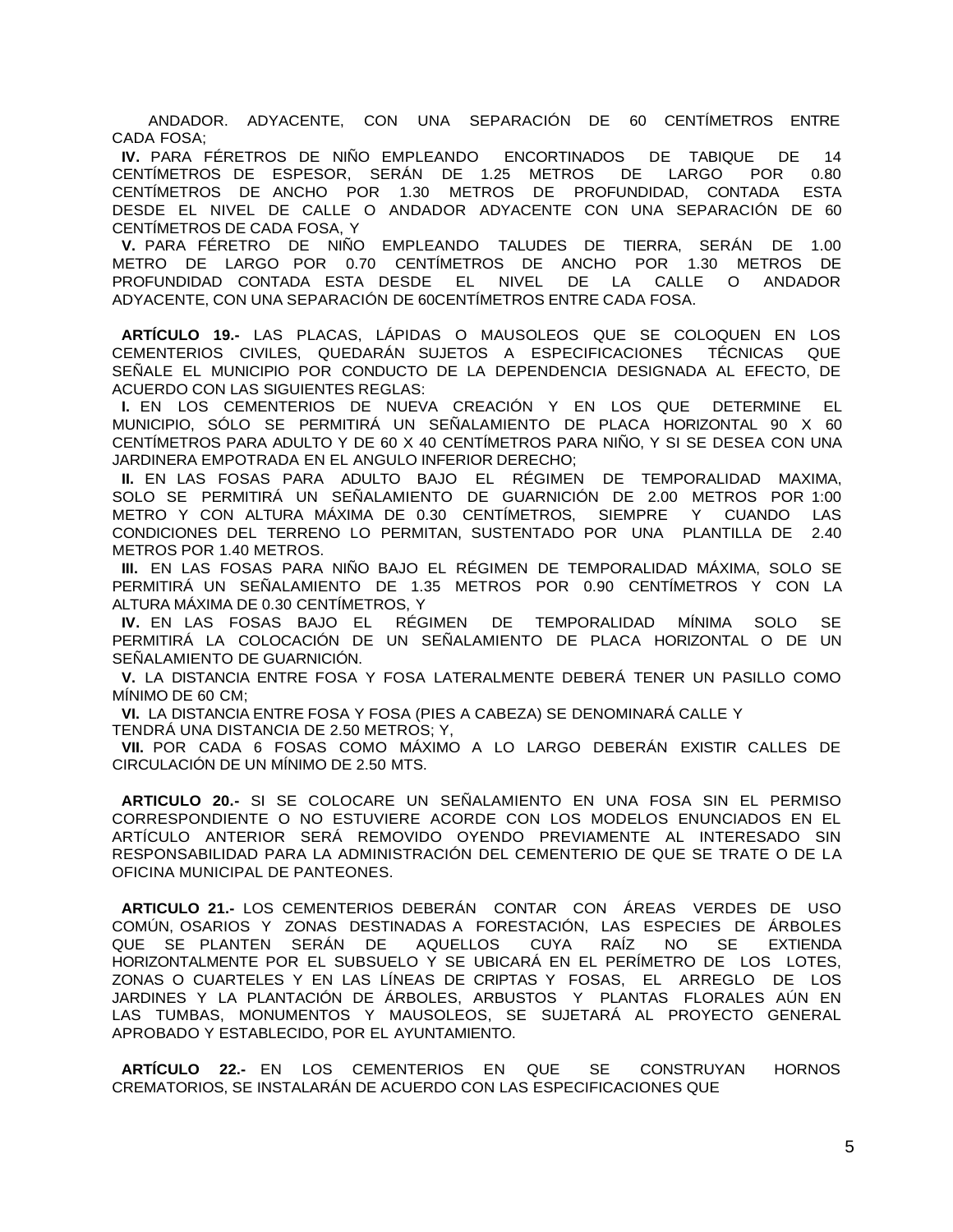ANDADOR. ADYACENTE, CON UNA SEPARACIÓN DE 60 CENTÍMETROS ENTRE CADA FOSA;

**IV.** PARA FÉRETROS DE NIÑO EMPLEANDO ENCORTINADOS DE TABIQUE DE 14 CENTÍMETROS DE ESPESOR, SERÁN DE 1.25 METROS DE LARGO POR 0.80 CENTÍMETROS DE ANCHO POR 1.30 METROS DE PROFUNDIDAD, CONTADA ESTA DESDE EL NIVEL DE CALLE O ANDADOR ADYACENTE CON UNA SEPARACIÓN DE 60 CENTÍMETROS DE CADA FOSA, Y

**V.** PARA FÉRETRO DE NIÑO EMPLEANDO TALUDES DE TIERRA, SERÁN DE 1.00 METRO DE LARGO POR 0.70 CENTÍMETROS DE ANCHO POR 1.30 METROS DE PROFUNDIDAD CONTADA ESTA DESDE EL NIVEL DE LA CALLE O ANDADOR ADYACENTE, CON UNA SEPARACIÓN DE 60CENTÍMETROS ENTRE CADA FOSA.

**ARTÍCULO 19.-** LAS PLACAS, LÁPIDAS O MAUSOLEOS QUE SE COLOQUEN EN LOS CEMENTERIOS CIVILES, QUEDARÁN SUJETOS A ESPECIFICACIONES TÉCNICAS QUE SEÑALE EL MUNICIPIO POR CONDUCTO DE LA DEPENDENCIA DESIGNADA AL EFECTO, DE ACUERDO CON LAS SIGUIENTES REGLAS:

**I.** EN LOS CEMENTERIOS DE NUEVA CREACIÓN Y EN LOS QUE DETERMINE EL MUNICIPIO, SÓLO SE PERMITIRÁ UN SEÑALAMIENTO DE PLACA HORIZONTAL 90 X 60 CENTÍMETROS PARA ADULTO Y DE 60 X 40 CENTÍMETROS PARA NIÑO, Y SI SE DESEA CON UNA JARDINERA EMPOTRADA EN EL ANGULO INFERIOR DERECHO;

**II.** EN LAS FOSAS PARA ADULTO BAJO EL RÉGIMEN DE TEMPORALIDAD MAXIMA, SOLO SE PERMITIRÁ UN SEÑALAMIENTO DE GUARNICIÓN DE 2.00 METROS POR 1:00 METRO Y CON ALTURA MÁXIMA DE 0.30 CENTÍMETROS, SIEMPRE Y CUANDO LAS CONDICIONES DEL TERRENO LO PERMITAN, SUSTENTADO POR UNA PLANTILLA DE 2.40 METROS POR 1.40 METROS.

**III.** EN LAS FOSAS PARA NIÑO BAJO EL RÉGIMEN DE TEMPORALIDAD MÁXIMA, SOLO SE PERMITIRÁ UN SEÑALAMIENTO DE 1.35 METROS POR 0.90 CENTÍMETROS Y CON LA ALTURA MÁXIMA DE 0.30 CENTÍMETROS, Y

**IV.** EN LAS FOSAS BAJO EL RÉGIMEN DE TEMPORALIDAD MÍNIMA SOLO SE PERMITIRÁ LA COLOCACIÓN DE UN SEÑALAMIENTO DE PLACA HORIZONTAL O DE UN SEÑALAMIENTO DE GUARNICIÓN.

**V.** LA DISTANCIA ENTRE FOSA Y FOSA LATERALMENTE DEBERÁ TENER UN PASILLO COMO MÍNIMO DE 60 CM;

**VI.** LA DISTANCIA ENTRE FOSA Y FOSA (PIES A CABEZA) SE DENOMINARÁ CALLE Y TENDRÁ UNA DISTANCIA DE 2.50 METROS; Y,

**VII.** POR CADA 6 FOSAS COMO MÁXIMO A LO LARGO DEBERÁN EXISTIR CALLES DE CIRCULACIÓN DE UN MÍNIMO DE 2.50 MTS.

**ARTICULO 20.-** SI SE COLOCARE UN SEÑALAMIENTO EN UNA FOSA SIN EL PERMISO CORRESPONDIENTE O NO ESTUVIERE ACORDE CON LOS MODELOS ENUNCIADOS EN EL ARTÍCULO ANTERIOR SERÁ REMOVIDO OYENDO PREVIAMENTE AL INTERESADO SIN RESPONSABILIDAD PARA LA ADMINISTRACIÓN DEL CEMENTERIO DE QUE SE TRATE O DE LA OFICINA MUNICIPAL DE PANTEONES.

**ARTICULO 21.-** LOS CEMENTERIOS DEBERÁN CONTAR CON ÁREAS VERDES DE USO COMÚN, OSARIOS Y ZONAS DESTINADAS A FORESTACIÓN, LAS ESPECIES DE ÁRBOLES QUE SE PLANTEN SERÁN DE AQUELLOS CUYA RAÍZ NO SE EXTIENDA HORIZONTALMENTE POR EL SUBSUELO Y SE UBICARÁ EN EL PERÍMETRO DE LOS LOTES, ZONAS O CUARTELES Y EN LAS LÍNEAS DE CRIPTAS Y FOSAS, EL ARREGLO DE LOS JARDINES Y LA PLANTACIÓN DE ÁRBOLES, ARBUSTOS Y PLANTAS FLORALES AÚN EN LAS TUMBAS, MONUMENTOS Y MAUSOLEOS, SE SUJETARÁ AL PROYECTO GENERAL APROBADO Y ESTABLECIDO, POR EL AYUNTAMIENTO.

**ARTÍCULO 22.-** EN LOS CEMENTERIOS EN QUE SE CONSTRUYAN HORNOS CREMATORIOS, SE INSTALARÁN DE ACUERDO CON LAS ESPECIFICACIONES QUE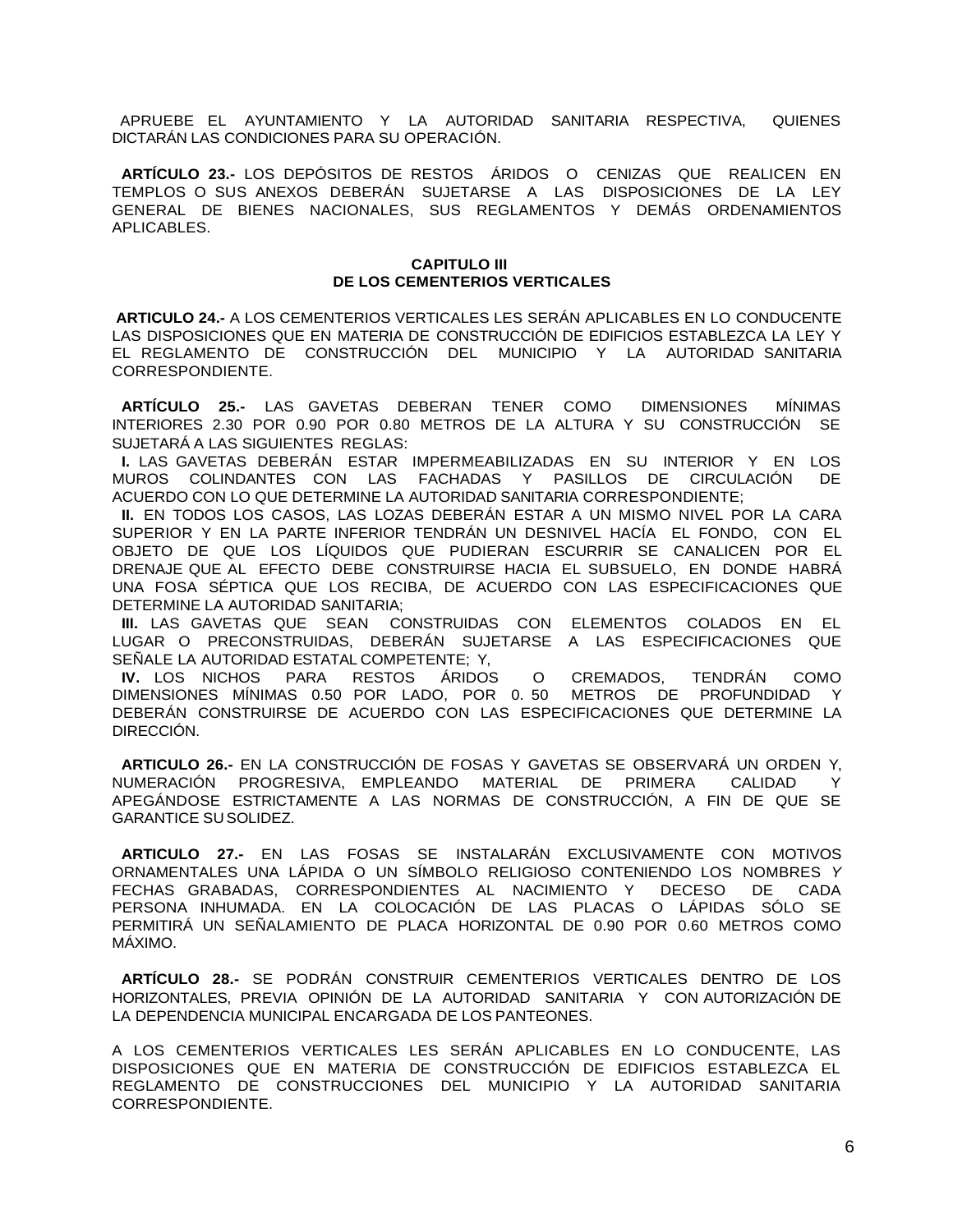APRUEBE EL AYUNTAMIENTO Y LA AUTORIDAD SANITARIA RESPECTIVA, QUIENES DICTARÁN LAS CONDICIONES PARA SU OPERACIÓN.

**ARTÍCULO 23.-** LOS DEPÓSITOS DE RESTOS ÁRIDOS O CENIZAS QUE REALICEN EN TEMPLOS O SUS ANEXOS DEBERÁN SUJETARSE A LAS DISPOSICIONES DE LA LEY GENERAL DE BIENES NACIONALES, SUS REGLAMENTOS Y DEMÁS ORDENAMIENTOS APLICABLES.

## CAPITULO III
## DE LOS CEMENTERIOS VERTICALES

**ARTICULO 24.-** A LOS CEMENTERIOS VERTICALES LES SERÁN APLICABLES EN LO CONDUCENTE LAS DISPOSICIONES QUE EN MATERIA DE CONSTRUCCIÓN DE EDIFICIOS ESTABLEZCA LA LEY Y EL REGLAMENTO DE CONSTRUCCIÓN DEL MUNICIPIO Y LA AUTORIDAD SANITARIA CORRESPONDIENTE.

**ARTÍCULO 25.-** LAS GAVETAS DEBERAN TENER COMO DIMENSIONES MÍNIMAS INTERIORES 2.30 POR 0.90 POR 0.80 METROS DE LA ALTURA Y SU CONSTRUCCIÓN SE SUJETARÁ A LAS SIGUIENTES REGLAS:

**I.** LAS GAVETAS DEBERÁN ESTAR IMPERMEABILIZADAS EN SU INTERIOR Y EN LOS MUROS COLINDANTES CON LAS FACHADAS Y PASILLOS DE CIRCULACIÓN DE ACUERDO CON LO QUE DETERMINE LA AUTORIDAD SANITARIA CORRESPONDIENTE;

**II.** EN TODOS LOS CASOS, LAS LOZAS DEBERÁN ESTAR A UN MISMO NIVEL POR LA CARA SUPERIOR Y EN LA PARTE INFERIOR TENDRÁN UN DESNIVEL HACÍA EL FONDO, CON EL OBJETO DE QUE LOS LÍQUIDOS QUE PUDIERAN ESCURRIR SE CANALICEN POR EL DRENAJE QUE AL EFECTO DEBE CONSTRUIRSE HACIA EL SUBSUELO, EN DONDE HABRÁ UNA FOSA SÉPTICA QUE LOS RECIBA, DE ACUERDO CON LAS ESPECIFICACIONES QUE DETERMINE LA AUTORIDAD SANITARIA;

**III.** LAS GAVETAS QUE SEAN CONSTRUIDAS CON ELEMENTOS COLADOS EN EL LUGAR O PRECONSTRUIDAS, DEBERÁN SUJETARSE A LAS ESPECIFICACIONES QUE SEÑALE LA AUTORIDAD ESTATAL COMPETENTE; Y,

**IV.** LOS NICHOS PARA RESTOS ÁRIDOS O CREMADOS, TENDRÁN COMO DIMENSIONES MÍNIMAS 0.50 POR LADO, POR 0. 50 METROS DE PROFUNDIDAD Y DEBERÁN CONSTRUIRSE DE ACUERDO CON LAS ESPECIFICACIONES QUE DETERMINE LA DIRECCIÓN.

**ARTICULO 26.-** EN LA CONSTRUCCIÓN DE FOSAS Y GAVETAS SE OBSERVARÁ UN ORDEN Y, NUMERACIÓN PROGRESIVA, EMPLEANDO MATERIAL DE PRIMERA CALIDAD Y APEGÁNDOSE ESTRICTAMENTE A LAS NORMAS DE CONSTRUCCIÓN, A FIN DE QUE SE GARANTICE SU SOLIDEZ.

**ARTICULO 27.-** EN LAS FOSAS SE INSTALARÁN EXCLUSIVAMENTE CON MOTIVOS ORNAMENTALES UNA LÁPIDA O UN SÍMBOLO RELIGIOSO CONTENIENDO LOS NOMBRES *Y* FECHAS GRABADAS, CORRESPONDIENTES AL NACIMIENTO Y DECESO DE CADA PERSONA INHUMADA. EN LA COLOCACIÓN DE LAS PLACAS O LÁPIDAS SÓLO SE PERMITIRÁ UN SEÑALAMIENTO DE PLACA HORIZONTAL DE 0.90 POR 0.60 METROS COMO MÁXIMO.

**ARTÍCULO 28.-** SE PODRÁN CONSTRUIR CEMENTERIOS VERTICALES DENTRO DE LOS HORIZONTALES, PREVIA OPINIÓN DE LA AUTORIDAD SANITARIA Y CON AUTORIZACIÓN DE LA DEPENDENCIA MUNICIPAL ENCARGADA DE LOS PANTEONES.

A LOS CEMENTERIOS VERTICALES LES SERÁN APLICABLES EN LO CONDUCENTE, LAS DISPOSICIONES QUE EN MATERIA DE CONSTRUCCIÓN DE EDIFICIOS ESTABLEZCA EL REGLAMENTO DE CONSTRUCCIONES DEL MUNICIPIO Y LA AUTORIDAD SANITARIA CORRESPONDIENTE.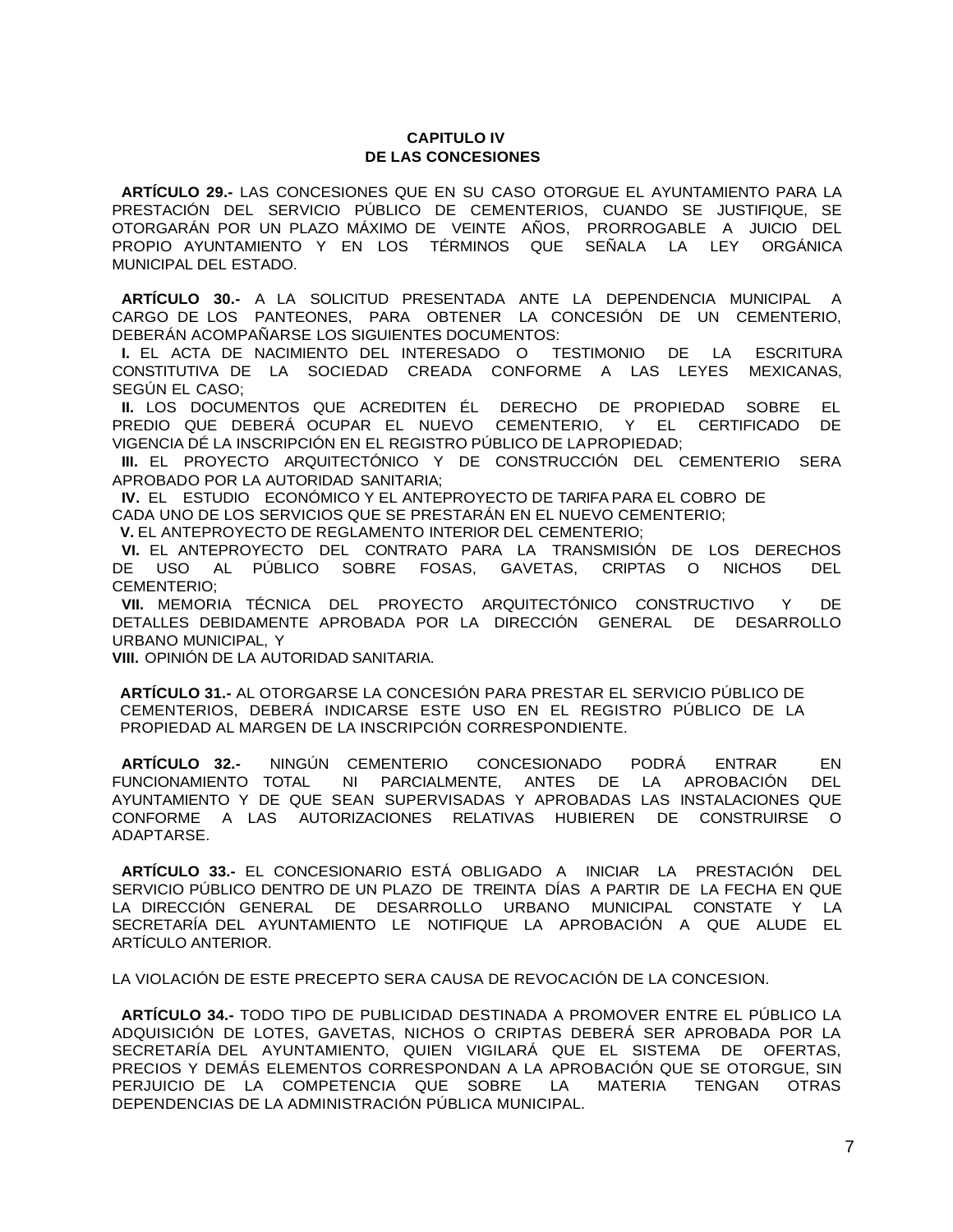## CAPITULO IV
## DE LAS CONCESIONES

**ARTÍCULO 29.-** LAS CONCESIONES QUE EN SU CASO OTORGUE EL AYUNTAMIENTO PARA LA PRESTACIÓN DEL SERVICIO PÚBLICO DE CEMENTERIOS, CUANDO SE JUSTIFIQUE, SE OTORGARÁN POR UN PLAZO MÁXIMO DE VEINTE AÑOS, PRORROGABLE A JUICIO DEL PROPIO AYUNTAMIENTO Y EN LOS TÉRMINOS QUE SEÑALA LA LEY ORGÁNICA MUNICIPAL DEL ESTADO.

**ARTÍCULO 30.-** A LA SOLICITUD PRESENTADA ANTE LA DEPENDENCIA MUNICIPAL A CARGO DE LOS PANTEONES, PARA OBTENER LA CONCESIÓN DE UN CEMENTERIO, DEBERÁN ACOMPAÑARSE LOS SIGUIENTES DOCUMENTOS:

**I.** EL ACTA DE NACIMIENTO DEL INTERESADO O TESTIMONIO DE LA ESCRITURA CONSTITUTIVA DE LA SOCIEDAD CREADA CONFORME A LAS LEYES MEXICANAS, SEGÚN EL CASO;

**II.** LOS DOCUMENTOS QUE ACREDITEN ÉL DERECHO DE PROPIEDAD SOBRE EL PREDIO QUE DEBERÁ OCUPAR EL NUEVO CEMENTERIO, Y EL CERTIFICADO DE VIGENCIA DÉ LA INSCRIPCIÓN EN EL REGISTRO PÚBLICO DE LAPROPIEDAD;

**III.** EL PROYECTO ARQUITECTÓNICO Y DE CONSTRUCCIÓN DEL CEMENTERIO SERA APROBADO POR LA AUTORIDAD SANITARIA;

**IV.** EL ESTUDIO ECONÓMICO Y EL ANTEPROYECTO DE TARIFA PARA EL COBRO DE CADA UNO DE LOS SERVICIOS QUE SE PRESTARÁN EN EL NUEVO CEMENTERIO;

**V.** EL ANTEPROYECTO DE REGLAMENTO INTERIOR DEL CEMENTERIO;

**VI.** EL ANTEPROYECTO DEL CONTRATO PARA LA TRANSMISIÓN DE LOS DERECHOS DE USO AL PÚBLICO SOBRE FOSAS, GAVETAS, CRIPTAS O NICHOS DEL CEMENTERIO;

**VII.** MEMORIA TÉCNICA DEL PROYECTO ARQUITECTÓNICO CONSTRUCTIVO Y DE DETALLES DEBIDAMENTE APROBADA POR LA DIRECCIÓN GENERAL DE DESARROLLO URBANO MUNICIPAL, Y

**VIII.** OPINIÓN DE LA AUTORIDAD SANITARIA.

**ARTÍCULO 31.-** AL OTORGARSE LA CONCESIÓN PARA PRESTAR EL SERVICIO PÚBLICO DE CEMENTERIOS, DEBERÁ INDICARSE ESTE USO EN EL REGISTRO PÚBLICO DE LA PROPIEDAD AL MARGEN DE LA INSCRIPCIÓN CORRESPONDIENTE.

**ARTÍCULO 32.-** NINGÚN CEMENTERIO CONCESIONADO PODRÁ ENTRAR EN FUNCIONAMIENTO TOTAL NI PARCIALMENTE, ANTES DE LA APROBACIÓN DEL AYUNTAMIENTO Y DE QUE SEAN SUPERVISADAS Y APROBADAS LAS INSTALACIONES QUE CONFORME A LAS AUTORIZACIONES RELATIVAS HUBIEREN DE CONSTRUIRSE O ADAPTARSE.

**ARTÍCULO 33.-** EL CONCESIONARIO ESTÁ OBLIGADO A INICIAR LA PRESTACIÓN DEL SERVICIO PÚBLICO DENTRO DE UN PLAZO DE TREINTA DÍAS A PARTIR DE LA FECHA EN QUE LA DIRECCIÓN GENERAL DE DESARROLLO URBANO MUNICIPAL CONSTATE Y LA SECRETARÍA DEL AYUNTAMIENTO LE NOTIFIQUE LA APROBACIÓN A QUE ALUDE EL ARTÍCULO ANTERIOR.

LA VIOLACIÓN DE ESTE PRECEPTO SERA CAUSA DE REVOCACIÓN DE LA CONCESION.

**ARTÍCULO 34.-** TODO TIPO DE PUBLICIDAD DESTINADA A PROMOVER ENTRE EL PÚBLICO LA ADQUISICIÓN DE LOTES, GAVETAS, NICHOS O CRIPTAS DEBERÁ SER APROBADA POR LA SECRETARÍA DEL AYUNTAMIENTO, QUIEN VIGILARÁ QUE EL SISTEMA DE OFERTAS, PRECIOS Y DEMÁS ELEMENTOS CORRESPONDAN A LA APROBACIÓN QUE SE OTORGUE, SIN PERJUICIO DE LA COMPETENCIA QUE SOBRE LA MATERIA TENGAN OTRAS DEPENDENCIAS DE LA ADMINISTRACIÓN PÚBLICA MUNICIPAL.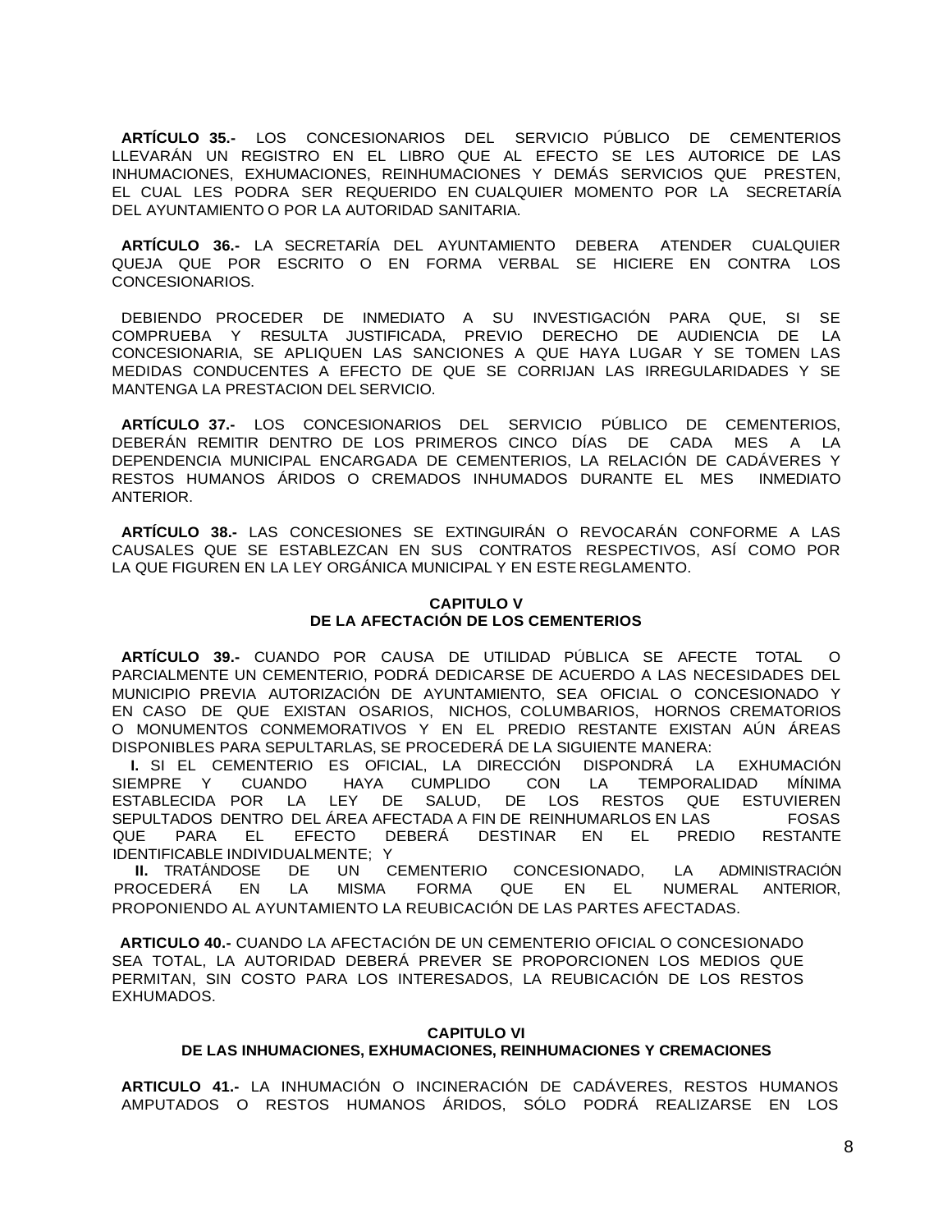**ARTÍCULO 35.-** LOS CONCESIONARIOS DEL SERVICIO PÚBLICO DE CEMENTERIOS LLEVARÁN UN REGISTRO EN EL LIBRO QUE AL EFECTO SE LES AUTORICE DE LAS INHUMACIONES, EXHUMACIONES, REINHUMACIONES Y DEMÁS SERVICIOS QUE PRESTEN, EL CUAL LES PODRA SER REQUERIDO EN CUALQUIER MOMENTO POR LA SECRETARÍA DEL AYUNTAMIENTO O POR LA AUTORIDAD SANITARIA.

**ARTÍCULO 36.-** LA SECRETARÍA DEL AYUNTAMIENTO DEBERA ATENDER CUALQUIER QUEJA QUE POR ESCRITO O EN FORMA VERBAL SE HICIERE EN CONTRA LOS CONCESIONARIOS.

DEBIENDO PROCEDER DE INMEDIATO A SU INVESTIGACIÓN PARA QUE, SI SE COMPRUEBA Y RESULTA JUSTIFICADA, PREVIO DERECHO DE AUDIENCIA DE LA CONCESIONARIA, SE APLIQUEN LAS SANCIONES A QUE HAYA LUGAR Y SE TOMEN LAS MEDIDAS CONDUCENTES A EFECTO DE QUE SE CORRIJAN LAS IRREGULARIDADES Y SE MANTENGA LA PRESTACION DEL SERVICIO.

**ARTÍCULO 37.-** LOS CONCESIONARIOS DEL SERVICIO PÚBLICO DE CEMENTERIOS, DEBERÁN REMITIR DENTRO DE LOS PRIMEROS CINCO DÍAS DE CADA MES A LA DEPENDENCIA MUNICIPAL ENCARGADA DE CEMENTERIOS, LA RELACIÓN DE CADÁVERES Y RESTOS HUMANOS ÁRIDOS O CREMADOS INHUMADOS DURANTE EL MES INMEDIATO ANTERIOR.

**ARTÍCULO 38.-** LAS CONCESIONES SE EXTINGUIRÁN O REVOCARÁN CONFORME A LAS CAUSALES QUE SE ESTABLEZCAN EN SUS CONTRATOS RESPECTIVOS, ASÍ COMO POR LA QUE FIGUREN EN LA LEY ORGÁNICA MUNICIPAL Y EN ESTE REGLAMENTO.

## CAPITULO V
## DE LA AFECTACIÓN DE LOS CEMENTERIOS

**ARTÍCULO 39.-** CUANDO POR CAUSA DE UTILIDAD PÚBLICA SE AFECTE TOTAL O PARCIALMENTE UN CEMENTERIO, PODRÁ DEDICARSE DE ACUERDO A LAS NECESIDADES DEL MUNICIPIO PREVIA AUTORIZACIÓN DE AYUNTAMIENTO, SEA OFICIAL O CONCESIONADO Y EN CASO DE QUE EXISTAN OSARIOS, NICHOS, COLUMBARIOS, HORNOS CREMATORIOS O MONUMENTOS CONMEMORATIVOS Y EN EL PREDIO RESTANTE EXISTAN AÚN ÁREAS DISPONIBLES PARA SEPULTARLAS, SE PROCEDERÁ DE LA SIGUIENTE MANERA:

**I.** SI EL CEMENTERIO ES OFICIAL, LA DIRECCIÓN DISPONDRÁ LA EXHUMACIÓN SIEMPRE Y CUANDO HAYA CUMPLIDO CON LA TEMPORALIDAD MÍNIMA ESTABLECIDA POR LA LEY DE SALUD, DE LOS RESTOS QUE ESTUVIEREN SEPULTADOS DENTRO DEL ÁREA AFECTADA A FIN DE REINHUMARLOS EN LAS FOSAS QUE PARA EL EFECTO DEBERÁ DESTINAR EN EL PREDIO RESTANTE IDENTIFICABLE INDIVIDUALMENTE; Y

**II.** TRATÁNDOSE DE UN CEMENTERIO CONCESIONADO, LA ADMINISTRACIÓN PROCEDERÁ EN LA MISMA FORMA QUE EN EL NUMERAL ANTERIOR, PROPONIENDO AL AYUNTAMIENTO LA REUBICACIÓN DE LAS PARTES AFECTADAS.

**ARTICULO 40.-** CUANDO LA AFECTACIÓN DE UN CEMENTERIO OFICIAL O CONCESIONADO SEA TOTAL, LA AUTORIDAD DEBERÁ PREVER SE PROPORCIONEN LOS MEDIOS QUE PERMITAN, SIN COSTO PARA LOS INTERESADOS, LA REUBICACIÓN DE LOS RESTOS EXHUMADOS.

## CAPITULO VI
## DE LAS INHUMACIONES, EXHUMACIONES, REINHUMACIONES Y CREMACIONES

**ARTICULO 41.-** LA INHUMACIÓN O INCINERACIÓN DE CADÁVERES, RESTOS HUMANOS AMPUTADOS O RESTOS HUMANOS ÁRIDOS, SÓLO PODRÁ REALIZARSE EN LOS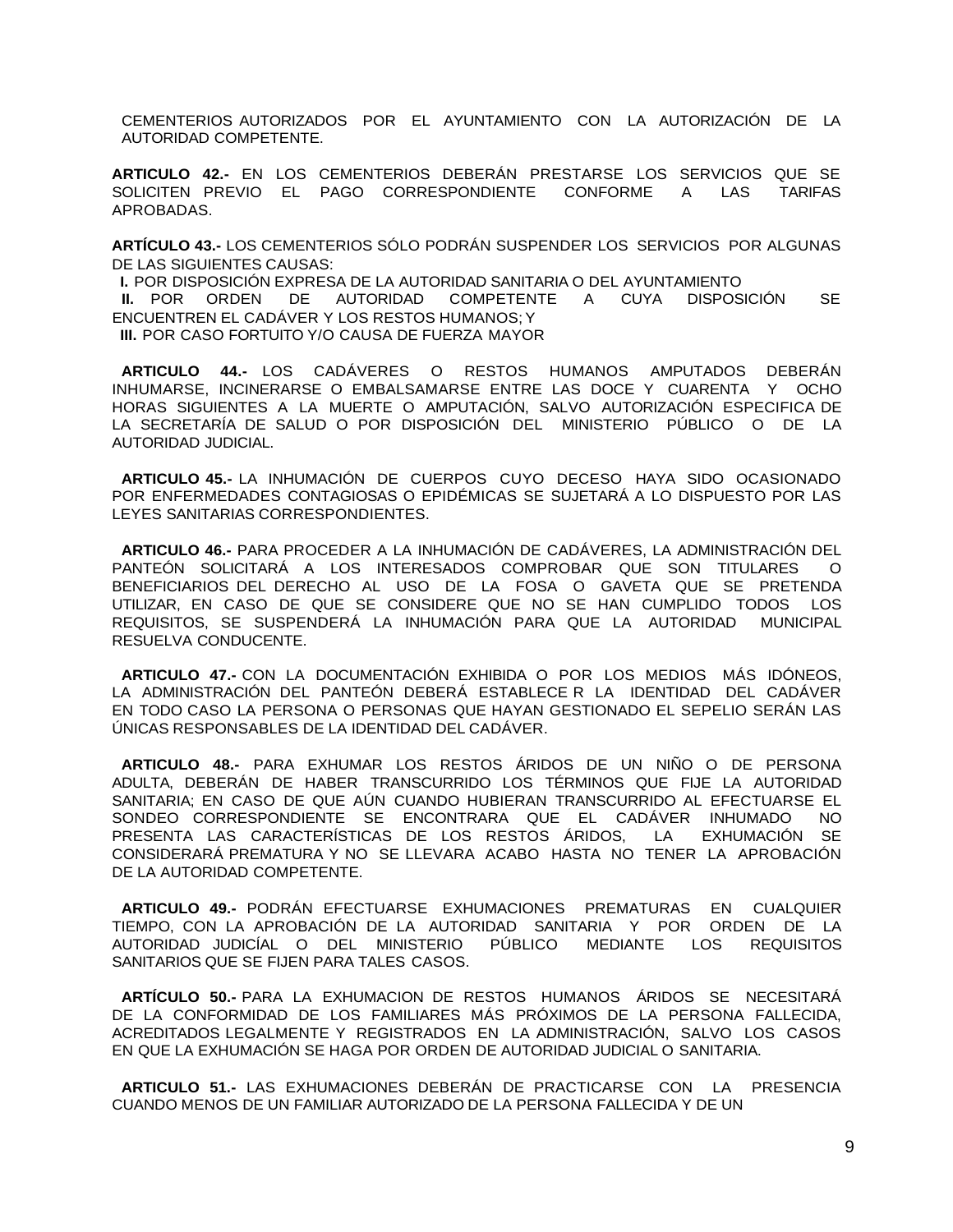CEMENTERIOS AUTORIZADOS POR EL AYUNTAMIENTO CON LA AUTORIZACIÓN DE LA AUTORIDAD COMPETENTE.

**ARTICULO 42.-** EN LOS CEMENTERIOS DEBERÁN PRESTARSE LOS SERVICIOS QUE SE SOLICITEN PREVIO EL PAGO CORRESPONDIENTE CONFORME A LAS TARIFAS APROBADAS.

**ARTÍCULO 43.-** LOS CEMENTERIOS SÓLO PODRÁN SUSPENDER LOS SERVICIOS POR ALGUNAS DE LAS SIGUIENTES CAUSAS:

**I.** POR DISPOSICIÓN EXPRESA DE LA AUTORIDAD SANITARIA O DEL AYUNTAMIENTO
**II.** POR ORDEN DE AUTORIDAD COMPETENTE A CUYA DISPOSICIÓN SE ENCUENTREN EL CADÁVER Y LOS RESTOS HUMANOS; Y
**III.** POR CASO FORTUITO Y/O CAUSA DE FUERZA MAYOR

**ARTICULO 44.-** LOS CADÁVERES O RESTOS HUMANOS AMPUTADOS DEBERÁN INHUMARSE, INCINERARSE O EMBALSAMARSE ENTRE LAS DOCE Y CUARENTA Y OCHO HORAS SIGUIENTES A LA MUERTE O AMPUTACIÓN, SALVO AUTORIZACIÓN ESPECIFICA DE LA SECRETARÍA DE SALUD O POR DISPOSICIÓN DEL MINISTERIO PÚBLICO O DE LA AUTORIDAD JUDICIAL.

**ARTICULO 45.-** LA INHUMACIÓN DE CUERPOS CUYO DECESO HAYA SIDO OCASIONADO POR ENFERMEDADES CONTAGIOSAS O EPIDÉMICAS SE SUJETARÁ A LO DISPUESTO POR LAS LEYES SANITARIAS CORRESPONDIENTES.

**ARTICULO 46.-** PARA PROCEDER A LA INHUMACIÓN DE CADÁVERES, LA ADMINISTRACIÓN DEL PANTEÓN SOLICITARÁ A LOS INTERESADOS COMPROBAR QUE SON TITULARES O BENEFICIARIOS DEL DERECHO AL USO DE LA FOSA O GAVETA QUE SE PRETENDA UTILIZAR, EN CASO DE QUE SE CONSIDERE QUE NO SE HAN CUMPLIDO TODOS LOS REQUISITOS, SE SUSPENDERÁ LA INHUMACIÓN PARA QUE LA AUTORIDAD MUNICIPAL RESUELVA CONDUCENTE.

**ARTICULO 47.-** CON LA DOCUMENTACIÓN EXHIBIDA O POR LOS MEDIOS MÁS IDÓNEOS, LA ADMINISTRACIÓN DEL PANTEÓN DEBERÁ ESTABLECE R LA IDENTIDAD DEL CADÁVER EN TODO CASO LA PERSONA O PERSONAS QUE HAYAN GESTIONADO EL SEPELIO SERÁN LAS ÚNICAS RESPONSABLES DE LA IDENTIDAD DEL CADÁVER.

**ARTICULO 48.-** PARA EXHUMAR LOS RESTOS ÁRIDOS DE UN NIÑO O DE PERSONA ADULTA, DEBERÁN DE HABER TRANSCURRIDO LOS TÉRMINOS QUE FIJE LA AUTORIDAD SANITARIA; EN CASO DE QUE AÚN CUANDO HUBIERAN TRANSCURRIDO AL EFECTUARSE EL SONDEO CORRESPONDIENTE SE ENCONTRARA QUE EL CADÁVER INHUMADO NO PRESENTA LAS CARACTERÍSTICAS DE LOS RESTOS ÁRIDOS, LA EXHUMACIÓN SE CONSIDERARÁ PREMATURA Y NO SE LLEVARA ACABO HASTA NO TENER LA APROBACIÓN DE LA AUTORIDAD COMPETENTE.

**ARTICULO 49.-** PODRÁN EFECTUARSE EXHUMACIONES PREMATURAS EN CUALQUIER TIEMPO, CON LA APROBACIÓN DE LA AUTORIDAD SANITARIA Y POR ORDEN DE LA AUTORIDAD JUDICÍAL O DEL MINISTERIO PÚBLICO MEDIANTE LOS REQUISITOS SANITARIOS QUE SE FIJEN PARA TALES CASOS.

**ARTÍCULO 50.-** PARA LA EXHUMACION DE RESTOS HUMANOS ÁRIDOS SE NECESITARÁ DE LA CONFORMIDAD DE LOS FAMILIARES MÁS PRÓXIMOS DE LA PERSONA FALLECIDA, ACREDITADOS LEGALMENTE Y REGISTRADOS EN LA ADMINISTRACIÓN, SALVO LOS CASOS EN QUE LA EXHUMACIÓN SE HAGA POR ORDEN DE AUTORIDAD JUDICIAL O SANITARIA.

**ARTICULO 51.-** LAS EXHUMACIONES DEBERÁN DE PRACTICARSE CON LA PRESENCIA CUANDO MENOS DE UN FAMILIAR AUTORIZADO DE LA PERSONA FALLECIDA Y DE UN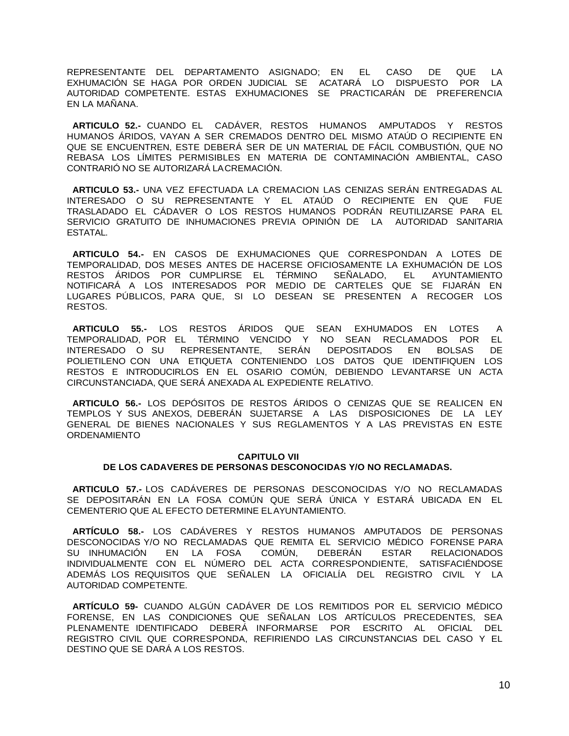REPRESENTANTE DEL DEPARTAMENTO ASIGNADO; EN EL CASO DE QUE LA EXHUMACIÓN SE HAGA POR ORDEN JUDICIAL SE ACATARÁ LO DISPUESTO POR LA AUTORIDAD COMPETENTE. ESTAS EXHUMACIONES SE PRACTICARÁN DE PREFERENCIA EN LA MAÑANA.

**ARTICULO 52.-** CUANDO EL CADÁVER, RESTOS HUMANOS AMPUTADOS Y RESTOS HUMANOS ÁRIDOS, VAYAN A SER CREMADOS DENTRO DEL MISMO ATAÚD O RECIPIENTE EN QUE SE ENCUENTREN, ESTE DEBERÁ SER DE UN MATERIAL DE FÁCIL COMBUSTIÓN, QUE NO REBASA LOS LÍMITES PERMISIBLES EN MATERIA DE CONTAMINACIÓN AMBIENTAL, CASO CONTRARIÓ NO SE AUTORIZARÁ LA CREMACIÓN.

**ARTICULO 53.-** UNA VEZ EFECTUADA LA CREMACION LAS CENIZAS SERÁN ENTREGADAS AL INTERESADO O SU REPRESENTANTE Y EL ATAÚD O RECIPIENTE EN QUE FUE TRASLADADO EL CÁDAVER O LOS RESTOS HUMANOS PODRÁN REUTILIZARSE PARA EL SERVICIO GRATUITO DE INHUMACIONES PREVIA OPINIÓN DE LA AUTORIDAD SANITARIA ESTATAL.

**ARTICULO 54.-** EN CASOS DE EXHUMACIONES QUE CORRESPONDAN A LOTES DE TEMPORALIDAD, DOS MESES ANTES DE HACERSE OFICIOSAMENTE LA EXHUMACIÓN DE LOS RESTOS ÁRIDOS POR CUMPLIRSE EL TÉRMINO SEÑALADO, EL AYUNTAMIENTO NOTIFICARÁ A LOS INTERESADOS POR MEDIO DE CARTELES QUE SE FIJARÁN EN LUGARES PÚBLICOS, PARA QUE, SI LO DESEAN SE PRESENTEN A RECOGER LOS RESTOS.

**ARTICULO 55.-** LOS RESTOS ÁRIDOS QUE SEAN EXHUMADOS EN LOTES A TEMPORALIDAD, POR EL TÉRMINO VENCIDO Y NO SEAN RECLAMADOS POR EL INTERESADO O SU REPRESENTANTE, SERÁN DEPOSITADOS EN BOLSAS DE POLIETILENO CON UNA ETIQUETA CONTENIENDO LOS DATOS QUE IDENTIFIQUEN LOS RESTOS E INTRODUCIRLOS EN EL OSARIO COMÚN, DEBIENDO LEVANTARSE UN ACTA CIRCUNSTANCIADA, QUE SERÁ ANEXADA AL EXPEDIENTE RELATIVO.

**ARTICULO 56.-** LOS DEPÓSITOS DE RESTOS ÁRIDOS O CENIZAS QUE SE REALICEN EN TEMPLOS Y SUS ANEXOS, DEBERÁN SUJETARSE A LAS DISPOSICIONES DE LA LEY GENERAL DE BIENES NACIONALES Y SUS REGLAMENTOS Y A LAS PREVISTAS EN ESTE ORDENAMIENTO

## CAPITULO VII
## DE LOS CADAVERES DE PERSONAS DESCONOCIDAS Y/O NO RECLAMADAS.

**ARTICULO 57.-** LOS CADÁVERES DE PERSONAS DESCONOCIDAS Y/O NO RECLAMADAS SE DEPOSITARÁN EN LA FOSA COMÚN QUE SERÁ ÚNICA Y ESTARÁ UBICADA EN EL CEMENTERIO QUE AL EFECTO DETERMINE EL AYUNTAMIENTO.

**ARTÍCULO 58.-** LOS CADÁVERES Y RESTOS HUMANOS AMPUTADOS DE PERSONAS DESCONOCIDAS Y/O NO RECLAMADAS QUE REMITA EL SERVICIO MÉDICO FORENSE PARA SU INHUMACIÓN EN LA FOSA COMÚN, DEBERÁN ESTAR RELACIONADOS INDIVIDUALMENTE CON EL NÚMERO DEL ACTA CORRESPONDIENTE, SATISFACIÉNDOSE ADEMÁS LOS REQUISITOS QUE SEÑALEN LA OFICIALÍA DEL REGISTRO CIVIL Y LA AUTORIDAD COMPETENTE.

**ARTÍCULO 59-** CUANDO ALGÚN CADÁVER DE LOS REMITIDOS POR EL SERVICIO MÉDICO FORENSE, EN LAS CONDICIONES QUE SEÑALAN LOS ARTÍCULOS PRECEDENTES, SEA PLENAMENTE IDENTIFICADO DEBERÁ INFORMARSE POR ESCRITO AL OFICIAL DEL REGISTRO CIVIL QUE CORRESPONDA, REFIRIENDO LAS CIRCUNSTANCIAS DEL CASO Y EL DESTINO QUE SE DARÁ A LOS RESTOS.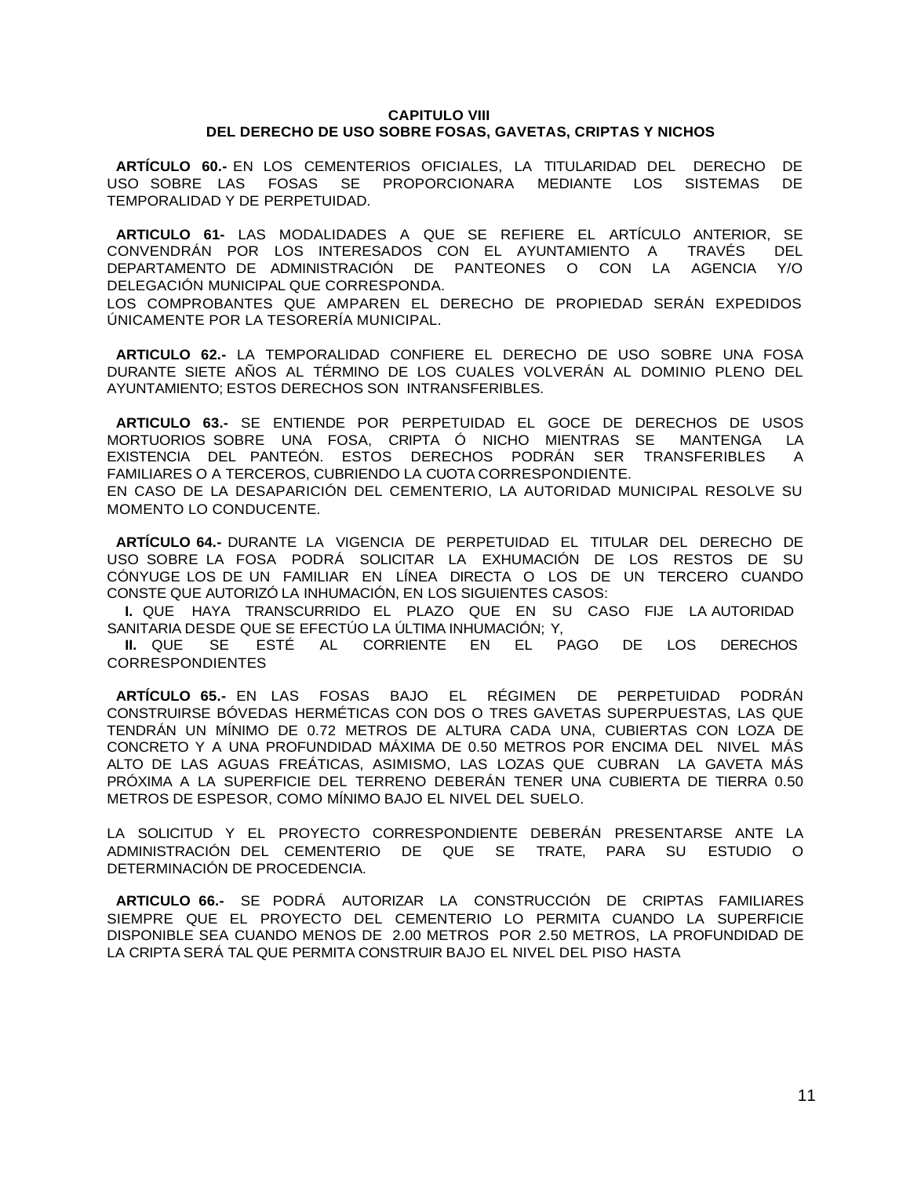## CAPITULO VIII
## DEL DERECHO DE USO SOBRE FOSAS, GAVETAS, CRIPTAS Y NICHOS

**ARTÍCULO 60.-** EN LOS CEMENTERIOS OFICIALES, LA TITULARIDAD DEL DERECHO DE USO SOBRE LAS FOSAS SE PROPORCIONARA MEDIANTE LOS SISTEMAS DE TEMPORALIDAD Y DE PERPETUIDAD.

**ARTICULO 61-** LAS MODALIDADES A QUE SE REFIERE EL ARTÍCULO ANTERIOR, SE CONVENDRÁN POR LOS INTERESADOS CON EL AYUNTAMIENTO A TRAVÉS DEL DEPARTAMENTO DE ADMINISTRACIÓN DE PANTEONES O CON LA AGENCIA Y/O DELEGACIÓN MUNICIPAL QUE CORRESPONDA.
LOS COMPROBANTES QUE AMPAREN EL DERECHO DE PROPIEDAD SERÁN EXPEDIDOS ÚNICAMENTE POR LA TESORERÍA MUNICIPAL.

**ARTICULO 62.-** LA TEMPORALIDAD CONFIERE EL DERECHO DE USO SOBRE UNA FOSA DURANTE SIETE AÑOS AL TÉRMINO DE LOS CUALES VOLVERÁN AL DOMINIO PLENO DEL AYUNTAMIENTO; ESTOS DERECHOS SON INTRANSFERIBLES.

**ARTICULO 63.-** SE ENTIENDE POR PERPETUIDAD EL GOCE DE DERECHOS DE USOS MORTUORIOS SOBRE UNA FOSA, CRIPTA Ó NICHO MIENTRAS SE MANTENGA LA EXISTENCIA DEL PANTEÓN. ESTOS DERECHOS PODRÁN SER TRANSFERIBLES A FAMILIARES O A TERCEROS, CUBRIENDO LA CUOTA CORRESPONDIENTE.
EN CASO DE LA DESAPARICIÓN DEL CEMENTERIO, LA AUTORIDAD MUNICIPAL RESOLVE SU MOMENTO LO CONDUCENTE.

**ARTÍCULO 64.-** DURANTE LA VIGENCIA DE PERPETUIDAD EL TITULAR DEL DERECHO DE USO SOBRE LA FOSA PODRÁ SOLICITAR LA EXHUMACIÓN DE LOS RESTOS DE SU CÓNYUGE LOS DE UN FAMILIAR EN LÍNEA DIRECTA O LOS DE UN TERCERO CUANDO CONSTE QUE AUTORIZÓ LA INHUMACIÓN, EN LOS SIGUIENTES CASOS:

**I.** QUE HAYA TRANSCURRIDO EL PLAZO QUE EN SU CASO FIJE LA AUTORIDAD SANITARIA DESDE QUE SE EFECTÚO LA ÚLTIMA INHUMACIÓN; Y,

**II.** QUE SE ESTÉ AL CORRIENTE EN EL PAGO DE LOS DERECHOS CORRESPONDIENTES

**ARTÍCULO 65.-** EN LAS FOSAS BAJO EL RÉGIMEN DE PERPETUIDAD PODRÁN CONSTRUIRSE BÓVEDAS HERMÉTICAS CON DOS O TRES GAVETAS SUPERPUESTAS, LAS QUE TENDRÁN UN MÍNIMO DE 0.72 METROS DE ALTURA CADA UNA, CUBIERTAS CON LOZA DE CONCRETO Y A UNA PROFUNDIDAD MÁXIMA DE 0.50 METROS POR ENCIMA DEL NIVEL MÁS ALTO DE LAS AGUAS FREÁTICAS, ASIMISMO, LAS LOZAS QUE CUBRAN LA GAVETA MÁS PRÓXIMA A LA SUPERFICIE DEL TERRENO DEBERÁN TENER UNA CUBIERTA DE TIERRA 0.50 METROS DE ESPESOR, COMO MÍNIMO BAJO EL NIVEL DEL SUELO.

LA SOLICITUD Y EL PROYECTO CORRESPONDIENTE DEBERÁN PRESENTARSE ANTE LA ADMINISTRACIÓN DEL CEMENTERIO DE QUE SE TRATE, PARA SU ESTUDIO O DETERMINACIÓN DE PROCEDENCIA.

**ARTICULO 66.-** SE PODRÁ AUTORIZAR LA CONSTRUCCIÓN DE CRIPTAS FAMILIARES SIEMPRE QUE EL PROYECTO DEL CEMENTERIO LO PERMITA CUANDO LA SUPERFICIE DISPONIBLE SEA CUANDO MENOS DE 2.00 METROS POR 2.50 METROS, LA PROFUNDIDAD DE LA CRIPTA SERÁ TAL QUE PERMITA CONSTRUIR BAJO EL NIVEL DEL PISO HASTA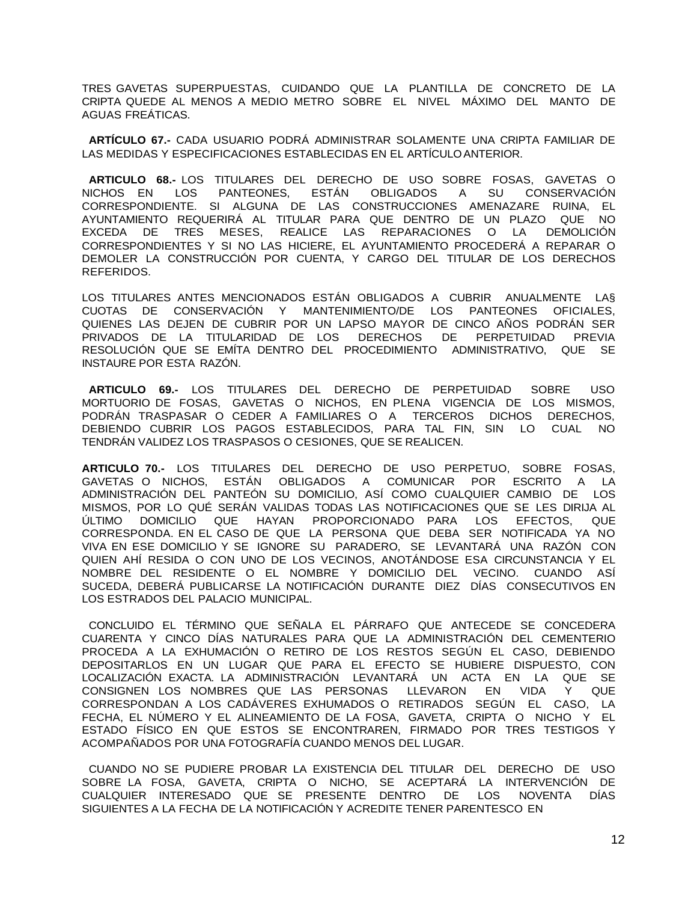TRES GAVETAS SUPERPUESTAS, CUIDANDO QUE LA PLANTILLA DE CONCRETO DE LA CRIPTA QUEDE AL MENOS A MEDIO METRO SOBRE EL NIVEL MÁXIMO DEL MANTO DE AGUAS FREÁTICAS.

**ARTÍCULO 67.-** CADA USUARIO PODRÁ ADMINISTRAR SOLAMENTE UNA CRIPTA FAMILIAR DE LAS MEDIDAS Y ESPECIFICACIONES ESTABLECIDAS EN EL ARTÍCULO ANTERIOR.

**ARTICULO 68.-** LOS TITULARES DEL DERECHO DE USO SOBRE FOSAS, GAVETAS O NICHOS EN LOS PANTEONES, ESTÁN OBLIGADOS A SU CONSERVACIÓN CORRESPONDIENTE. SI ALGUNA DE LAS CONSTRUCCIONES AMENAZARE RUINA, EL AYUNTAMIENTO REQUERIRÁ AL TITULAR PARA QUE DENTRO DE UN PLAZO QUE NO EXCEDA DE TRES MESES, REALICE LAS REPARACIONES O LA DEMOLICIÓN CORRESPONDIENTES Y SI NO LAS HICIERE, EL AYUNTAMIENTO PROCEDERÁ A REPARAR O DEMOLER LA CONSTRUCCIÓN POR CUENTA, Y CARGO DEL TITULAR DE LOS DERECHOS REFERIDOS.

LOS TITULARES ANTES MENCIONADOS ESTÁN OBLIGADOS A CUBRIR ANUALMENTE LA§ CUOTAS DE CONSERVACIÓN Y MANTENIMIENTO/DE LOS PANTEONES OFICIALES, QUIENES LAS DEJEN DE CUBRIR POR UN LAPSO MAYOR DE CINCO AÑOS PODRÁN SER PRIVADOS DE LA TITULARIDAD DE LOS DERECHOS DE PERPETUIDAD PREVIA RESOLUCIÓN QUE SE EMÍTA DENTRO DEL PROCEDIMIENTO ADMINISTRATIVO, QUE SE INSTAURE POR ESTA RAZÓN.

**ARTICULO 69.-** LOS TITULARES DEL DERECHO DE PERPETUIDAD SOBRE USO MORTUORIO DE FOSAS, GAVETAS O NICHOS, EN PLENA VIGENCIA DE LOS MISMOS, PODRÁN TRASPASAR O CEDER A FAMILIARES O A TERCEROS DICHOS DERECHOS, DEBIENDO CUBRIR LOS PAGOS ESTABLECIDOS, PARA TAL FIN, SIN LO CUAL NO TENDRÁN VALIDEZ LOS TRASPASOS O CESIONES, QUE SE REALICEN.

**ARTICULO 70.-** LOS TITULARES DEL DERECHO DE USO PERPETUO, SOBRE FOSAS, GAVETAS O NICHOS, ESTÁN OBLIGADOS A COMUNICAR POR ESCRITO A LA ADMINISTRACIÓN DEL PANTEÓN SU DOMICILIO, ASÍ COMO CUALQUIER CAMBIO DE LOS MISMOS, POR LO QUÉ SERÁN VALIDAS TODAS LAS NOTIFICACIONES QUE SE LES DIRIJA AL ÚLTIMO DOMICILIO QUE HAYAN PROPORCIONADO PARA LOS EFECTOS, QUE CORRESPONDA. EN EL CASO DE QUE LA PERSONA QUE DEBA SER NOTIFICADA YA NO VIVA EN ESE DOMICILIO Y SE IGNORE SU PARADERO, SE LEVANTARÁ UNA RAZÓN CON QUIEN AHÍ RESIDA O CON UNO DE LOS VECINOS, ANOTÁNDOSE ESA CIRCUNSTANCIA Y EL NOMBRE DEL RESIDENTE O EL NOMBRE Y DOMICILIO DEL VECINO. CUANDO ASÍ SUCEDA, DEBERÁ PUBLICARSE LA NOTIFICACIÓN DURANTE DIEZ DÍAS CONSECUTIVOS EN LOS ESTRADOS DEL PALACIO MUNICIPAL.

CONCLUIDO EL TÉRMINO QUE SEÑALA EL PÁRRAFO QUE ANTECEDE SE CONCEDERA CUARENTA Y CINCO DÍAS NATURALES PARA QUE LA ADMINISTRACIÓN DEL CEMENTERIO PROCEDA A LA EXHUMACIÓN O RETIRO DE LOS RESTOS SEGÚN EL CASO, DEBIENDO DEPOSITARLOS EN UN LUGAR QUE PARA EL EFECTO SE HUBIERE DISPUESTO, CON LOCALIZACIÓN EXACTA. LA ADMINISTRACIÓN LEVANTARÁ UN ACTA EN LA QUE SE CONSIGNEN LOS NOMBRES QUE LAS PERSONAS LLEVARON EN VIDA Y QUE CORRESPONDAN A LOS CADÁVERES EXHUMADOS O RETIRADOS SEGÚN EL CASO, LA FECHA, EL NÚMERO Y EL ALINEAMIENTO DE LA FOSA, GAVETA, CRIPTA O NICHO Y EL ESTADO FÍSICO EN QUE ESTOS SE ENCONTRAREN, FIRMADO POR TRES TESTIGOS Y ACOMPAÑADOS POR UNA FOTOGRAFÍA CUANDO MENOS DEL LUGAR.

CUANDO NO SE PUDIERE PROBAR LA EXISTENCIA DEL TITULAR DEL DERECHO DE USO SOBRE LA FOSA, GAVETA, CRIPTA O NICHO, SE ACEPTARÁ LA INTERVENCIÓN DE CUALQUIER INTERESADO QUE SE PRESENTE DENTRO DE LOS NOVENTA DÍAS SIGUIENTES A LA FECHA DE LA NOTIFICACIÓN Y ACREDITE TENER PARENTESCO EN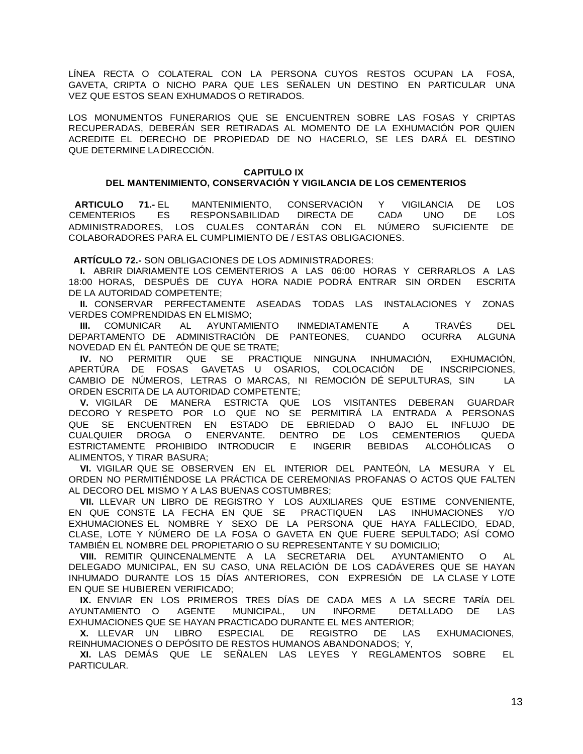LÍNEA RECTA O COLATERAL CON LA PERSONA CUYOS RESTOS OCUPAN LA FOSA, GAVETA, CRIPTA O NICHO PARA QUE LES SEÑALEN UN DESTINO EN PARTICULAR UNA VEZ QUE ESTOS SEAN EXHUMADOS O RETIRADOS.

LOS MONUMENTOS FUNERARIOS QUE SE ENCUENTREN SOBRE LAS FOSAS Y CRIPTAS RECUPERADAS, DEBERÁN SER RETIRADAS AL MOMENTO DE LA EXHUMACIÓN POR QUIEN ACREDITE EL DERECHO DE PROPIEDAD DE NO HACERLO, SE LES DARÁ EL DESTINO QUE DETERMINE LA DIRECCIÓN.

## CAPITULO IX
## DEL MANTENIMIENTO, CONSERVACIÓN Y VIGILANCIA DE LOS CEMENTERIOS

**ARTICULO 71.-** EL MANTENIMIENTO, CONSERVACIÓN Y VIGILANCIA DE LOS CEMENTERIOS ES RESPONSABILIDAD DIRECTA DE CADA UNO DE LOS ADMINISTRADORES, LOS CUALES CONTARÁN CON EL NÚMERO SUFICIENTE DE COLABORADORES PARA EL CUMPLIMIENTO DE / ESTAS OBLIGACIONES.

**ARTÍCULO 72.-** SON OBLIGACIONES DE LOS ADMINISTRADORES:

**I.** ABRIR DIARIAMENTE LOS CEMENTERIOS A LAS 06:00 HORAS Y CERRARLOS A LAS 18:00 HORAS, DESPUÉS DE CUYA HORA NADIE PODRÁ ENTRAR SIN ORDEN ESCRITA DE LA AUTORIDAD COMPETENTE;

**II.** CONSERVAR PERFECTAMENTE ASEADAS TODAS LAS INSTALACIONES Y ZONAS VERDES COMPRENDIDAS EN EL MISMO;

**III.** COMUNICAR AL AYUNTAMIENTO INMEDIATAMENTE A TRAVÉS DEL DEPARTAMENTO DE ADMINISTRACIÓN DE PANTEONES, CUANDO OCURRA ALGUNA NOVEDAD EN ÉL PANTEÓN DE QUE SE TRATE;

**IV.** NO PERMITIR QUE SE PRACTIQUE NINGUNA INHUMACIÓN, EXHUMACIÓN, APERTÚRA DE FOSAS GAVETAS U OSARIOS, COLOCACIÓN DE INSCRIPCIONES, CAMBIO DE NÚMEROS, LETRAS O MARCAS, NI REMOCIÓN DÉ SEPULTURAS, SIN LA ORDEN ESCRITA DE LA AUTORIDAD COMPETENTE;

**V.** VIGILAR DE MANERA ESTRICTA QUE LOS VISITANTES DEBERAN GUARDAR DECORO Y RESPETO POR LO QUE NO SE PERMITIRÁ LA ENTRADA A PERSONAS QUE SE ENCUENTREN EN ESTADO DE EBRIEDAD O BAJO EL INFLUJO DE CUALQUIER DROGA O ENERVANTE. DENTRO DE LOS CEMENTERIOS QUEDA ESTRICTAMENTE PROHIBIDO INTRODUCIR E INGERIR BEBIDAS ALCOHÓLICAS O ALIMENTOS, Y TIRAR BASURA;

**VI.** VIGILAR QUE SE OBSERVEN EN EL INTERIOR DEL PANTEÓN, LA MESURA Y EL ORDEN NO PERMITIÉNDOSE LA PRÁCTICA DE CEREMONIAS PROFANAS O ACTOS QUE FALTEN AL DECORO DEL MISMO Y A LAS BUENAS COSTUMBRES;

**VII.** LLEVAR UN LIBRO DE REGISTRO Y LOS AUXILIARES QUE ESTIME CONVENIENTE, EN QUE CONSTE LA FECHA EN QUE SE PRACTIQUEN LAS INHUMACIONES Y/O EXHUMACIONES EL NOMBRE Y SEXO DE LA PERSONA QUE HAYA FALLECIDO, EDAD, CLASE, LOTE Y NÚMERO DE LA FOSA O GAVETA EN QUE FUERE SEPULTADO; ASÍ COMO TAMBIÉN EL NOMBRE DEL PROPIETARIO O SU REPRESENTANTE Y SU DOMICILIO;

**VIII.** REMITIR QUINCENALMENTE A LA SECRETARIA DEL AYUNTAMIENTO O AL DELEGADO MUNICIPAL, EN SU CASO, UNA RELACIÓN DE LOS CADÁVERES QUE SE HAYAN INHUMADO DURANTE LOS 15 DÍAS ANTERIORES, CON EXPRESIÓN DE LA CLASE Y LOTE EN QUE SE HUBIEREN VERIFICADO;

**IX.** ENVIAR EN LOS PRIMEROS TRES DÍAS DE CADA MES A LA SECRE TARÍA DEL AYUNTAMIENTO O AGENTE MUNICIPAL, UN INFORME DETALLADO DE LAS EXHUMACIONES QUE SE HAYAN PRACTICADO DURANTE EL MES ANTERIOR;

**X.** LLEVAR UN LIBRO ESPECIAL DE REGISTRO DE LAS EXHUMACIONES, REINHUMACIONES O DEPÓSITO DE RESTOS HUMANOS ABANDONADOS; Y,

**XI.** LAS DEMÁS QUE LE SEÑALEN LAS LEYES Y REGLAMENTOS SOBRE EL PARTICULAR.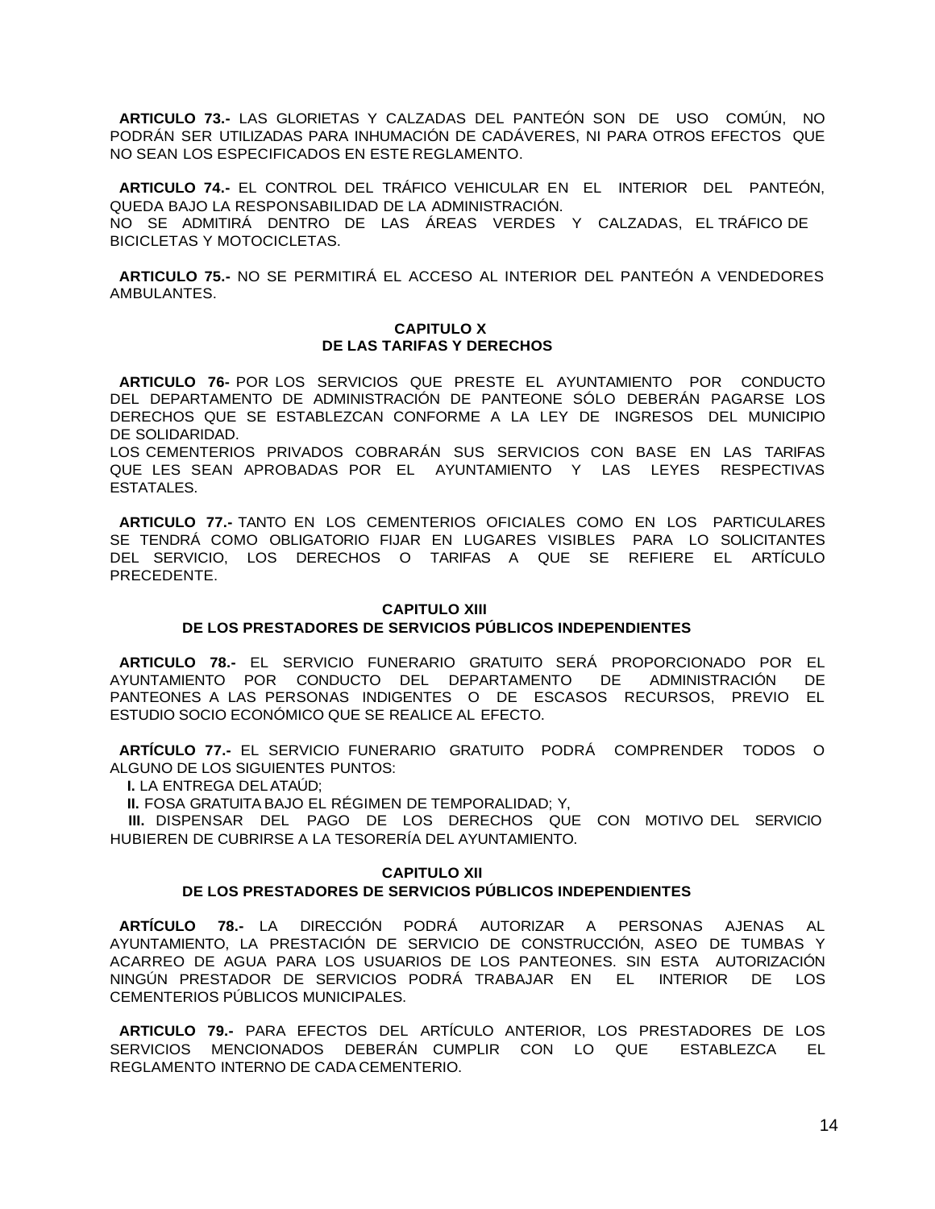**ARTICULO 73.-** LAS GLORIETAS Y CALZADAS DEL PANTEÓN SON DE USO COMÚN, NO PODRÁN SER UTILIZADAS PARA INHUMACIÓN DE CADÁVERES, NI PARA OTROS EFECTOS QUE NO SEAN LOS ESPECIFICADOS EN ESTE REGLAMENTO.

**ARTICULO 74.-** EL CONTROL DEL TRÁFICO VEHICULAR EN EL INTERIOR DEL PANTEÓN, QUEDA BAJO LA RESPONSABILIDAD DE LA ADMINISTRACIÓN.
NO SE ADMITIRÁ DENTRO DE LAS ÁREAS VERDES Y CALZADAS, EL TRÁFICO DE BICICLETAS Y MOTOCICLETAS.

**ARTICULO 75.-** NO SE PERMITIRÁ EL ACCESO AL INTERIOR DEL PANTEÓN A VENDEDORES AMBULANTES.

## CAPITULO X
## DE LAS TARIFAS Y DERECHOS

**ARTICULO 76-** POR LOS SERVICIOS QUE PRESTE EL AYUNTAMIENTO POR CONDUCTO DEL DEPARTAMENTO DE ADMINISTRACIÓN DE PANTEONE SÓLO DEBERÁN PAGARSE LOS DERECHOS QUE SE ESTABLEZCAN CONFORME A LA LEY DE INGRESOS DEL MUNICIPIO DE SOLIDARIDAD.
LOS CEMENTERIOS PRIVADOS COBRARÁN SUS SERVICIOS CON BASE EN LAS TARIFAS QUE LES SEAN APROBADAS POR EL AYUNTAMIENTO Y LAS LEYES RESPECTIVAS ESTATALES.

**ARTICULO 77.-** TANTO EN LOS CEMENTERIOS OFICIALES COMO EN LOS PARTICULARES SE TENDRÁ COMO OBLIGATORIO FIJAR EN LUGARES VISIBLES PARA LO SOLICITANTES DEL SERVICIO, LOS DERECHOS O TARIFAS A QUE SE REFIERE EL ARTÍCULO PRECEDENTE.

## CAPITULO XIII
## DE LOS PRESTADORES DE SERVICIOS PÚBLICOS INDEPENDIENTES

**ARTICULO 78.-** EL SERVICIO FUNERARIO GRATUITO SERÁ PROPORCIONADO POR EL AYUNTAMIENTO POR CONDUCTO DEL DEPARTAMENTO DE ADMINISTRACIÓN DE PANTEONES A LAS PERSONAS INDIGENTES O DE ESCASOS RECURSOS, PREVIO EL ESTUDIO SOCIO ECONÓMICO QUE SE REALICE AL EFECTO.

**ARTÍCULO 77.-** EL SERVICIO FUNERARIO GRATUITO PODRÁ COMPRENDER TODOS O ALGUNO DE LOS SIGUIENTES PUNTOS:

**I.** LA ENTREGA DEL ATAÚD;

**II.** FOSA GRATUITA BAJO EL RÉGIMEN DE TEMPORALIDAD; Y,

**III.** DISPENSAR DEL PAGO DE LOS DERECHOS QUE CON MOTIVO DEL SERVICIO HUBIEREN DE CUBRIRSE A LA TESORERÍA DEL AYUNTAMIENTO.

## CAPITULO XII
## DE LOS PRESTADORES DE SERVICIOS PÚBLICOS INDEPENDIENTES

**ARTÍCULO 78.-** LA DIRECCIÓN PODRÁ AUTORIZAR A PERSONAS AJENAS AL AYUNTAMIENTO, LA PRESTACIÓN DE SERVICIO DE CONSTRUCCIÓN, ASEO DE TUMBAS Y ACARREO DE AGUA PARA LOS USUARIOS DE LOS PANTEONES. SIN ESTA AUTORIZACIÓN NINGÚN PRESTADOR DE SERVICIOS PODRÁ TRABAJAR EN EL INTERIOR DE LOS CEMENTERIOS PÚBLICOS MUNICIPALES.

**ARTICULO 79.-** PARA EFECTOS DEL ARTÍCULO ANTERIOR, LOS PRESTADORES DE LOS SERVICIOS MENCIONADOS DEBERÁN CUMPLIR CON LO QUE ESTABLEZCA EL REGLAMENTO INTERNO DE CADA CEMENTERIO.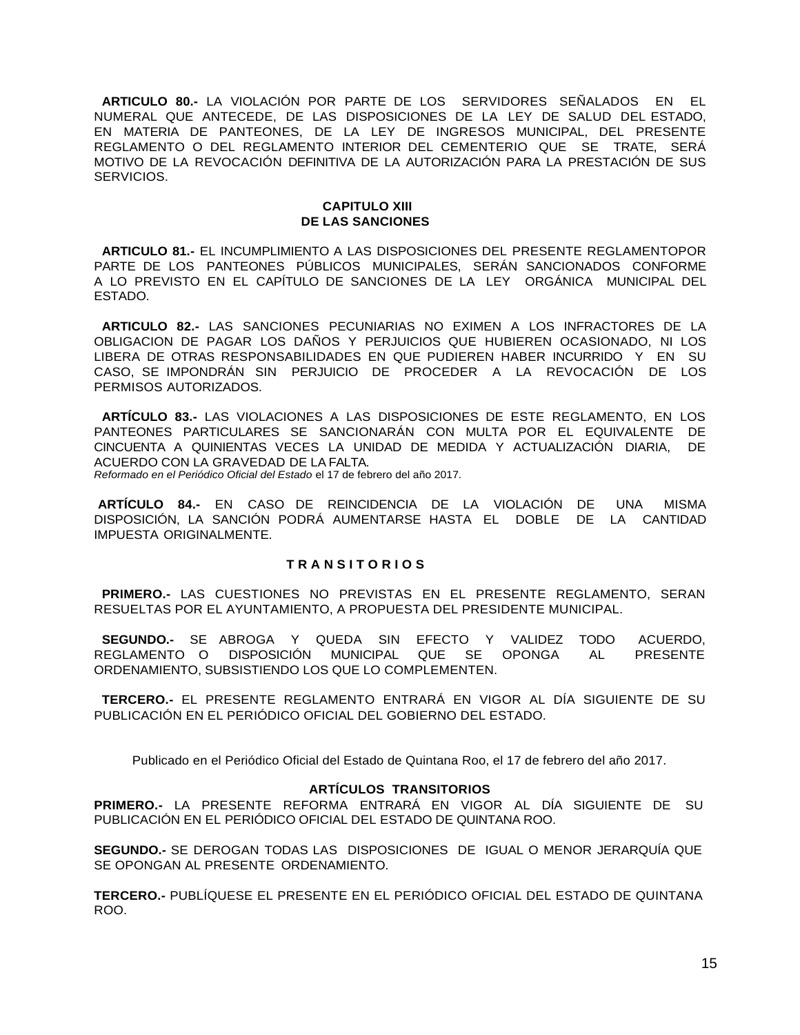**ARTICULO 80.-** LA VIOLACIÓN POR PARTE DE LOS SERVIDORES SEÑALADOS EN EL NUMERAL QUE ANTECEDE, DE LAS DISPOSICIONES DE LA LEY DE SALUD DEL ESTADO, EN MATERIA DE PANTEONES, DE LA LEY DE INGRESOS MUNICIPAL, DEL PRESENTE REGLAMENTO O DEL REGLAMENTO INTERIOR DEL CEMENTERIO QUE SE TRATE, SERÁ MOTIVO DE LA REVOCACIÓN DEFINITIVA DE LA AUTORIZACIÓN PARA LA PRESTACIÓN DE SUS SERVICIOS.

## CAPITULO XIII
## DE LAS SANCIONES

**ARTICULO 81.-** EL INCUMPLIMIENTO A LAS DISPOSICIONES DEL PRESENTE REGLAMENTOPOR PARTE DE LOS PANTEONES PÚBLICOS MUNICIPALES, SERÁN SANCIONADOS CONFORME A LO PREVISTO EN EL CAPÍTULO DE SANCIONES DE LA LEY ORGÁNICA MUNICIPAL DEL ESTADO.

**ARTICULO 82.-** LAS SANCIONES PECUNIARIAS NO EXIMEN A LOS INFRACTORES DE LA OBLIGACION DE PAGAR LOS DAÑOS Y PERJUICIOS QUE HUBIEREN OCASIONADO, NI LOS LIBERA DE OTRAS RESPONSABILIDADES EN QUE PUDIEREN HABER INCURRIDO Y EN SU CASO, SE IMPONDRÁN SIN PERJUICIO DE PROCEDER A LA REVOCACIÓN DE LOS PERMISOS AUTORIZADOS.

**ARTÍCULO 83.-** LAS VIOLACIONES A LAS DISPOSICIONES DE ESTE REGLAMENTO, EN LOS PANTEONES PARTICULARES SE SANCIONARÁN CON MULTA POR EL EQUIVALENTE DE CINCUENTA A QUINIENTAS VECES LA UNIDAD DE MEDIDA Y ACTUALIZACIÓN DIARIA, DE ACUERDO CON LA GRAVEDAD DE LA FALTA.
*Reformado en el Periódico Oficial del Estado* el 17 de febrero del año 2017.

**ARTÍCULO 84.-** EN CASO DE REINCIDENCIA DE LA VIOLACIÓN DE UNA MISMA DISPOSICIÓN, LA SANCIÓN PODRÁ AUMENTARSE HASTA EL DOBLE DE LA CANTIDAD IMPUESTA ORIGINALMENTE.

## T R A N S I T O R I O S

**PRIMERO.-** LAS CUESTIONES NO PREVISTAS EN EL PRESENTE REGLAMENTO, SERAN RESUELTAS POR EL AYUNTAMIENTO, A PROPUESTA DEL PRESIDENTE MUNICIPAL.

**SEGUNDO.-** SE ABROGA Y QUEDA SIN EFECTO Y VALIDEZ TODO ACUERDO, REGLAMENTO O DISPOSICIÓN MUNICIPAL QUE SE OPONGA AL PRESENTE ORDENAMIENTO, SUBSISTIENDO LOS QUE LO COMPLEMENTEN.

**TERCERO.-** EL PRESENTE REGLAMENTO ENTRARÁ EN VIGOR AL DÍA SIGUIENTE DE SU PUBLICACIÓN EN EL PERIÓDICO OFICIAL DEL GOBIERNO DEL ESTADO.

Publicado en el Periódico Oficial del Estado de Quintana Roo, el 17 de febrero del año 2017.

## ARTÍCULOS TRANSITORIOS

**PRIMERO.-** LA PRESENTE REFORMA ENTRARÁ EN VIGOR AL DÍA SIGUIENTE DE SU PUBLICACIÓN EN EL PERIÓDICO OFICIAL DEL ESTADO DE QUINTANA ROO.

**SEGUNDO.-** SE DEROGAN TODAS LAS DISPOSICIONES DE IGUAL O MENOR JERARQUÍA QUE SE OPONGAN AL PRESENTE ORDENAMIENTO.

**TERCERO.-** PUBLÍQUESE EL PRESENTE EN EL PERIÓDICO OFICIAL DEL ESTADO DE QUINTANA ROO.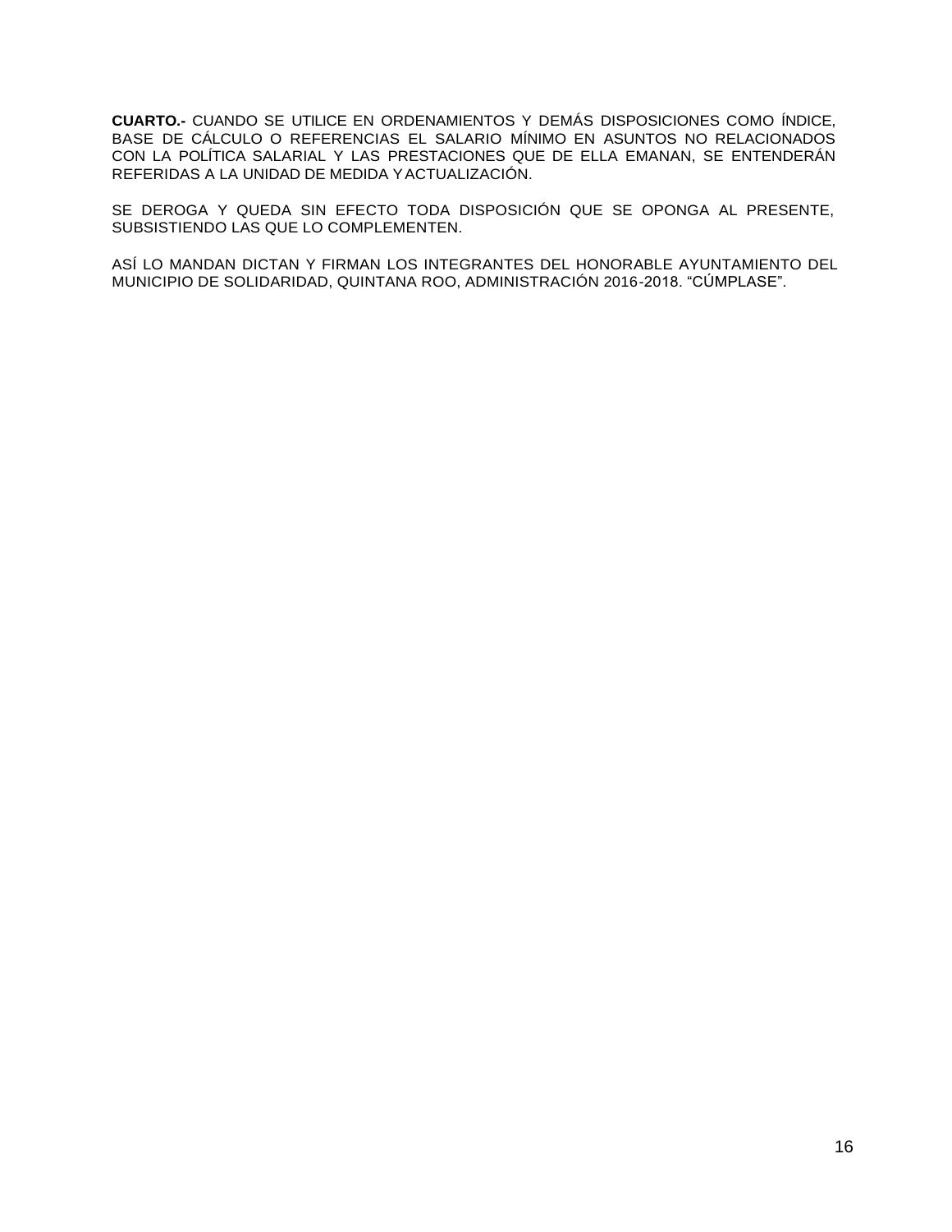**CUARTO.-** CUANDO SE UTILICE EN ORDENAMIENTOS Y DEMÁS DISPOSICIONES COMO ÍNDICE, BASE DE CÁLCULO O REFERENCIAS EL SALARIO MÍNIMO EN ASUNTOS NO RELACIONADOS CON LA POLÍTICA SALARIAL Y LAS PRESTACIONES QUE DE ELLA EMANAN, SE ENTENDERÁN REFERIDAS A LA UNIDAD DE MEDIDA Y ACTUALIZACIÓN.

SE DEROGA Y QUEDA SIN EFECTO TODA DISPOSICIÓN QUE SE OPONGA AL PRESENTE, SUBSISTIENDO LAS QUE LO COMPLEMENTEN.

ASÍ LO MANDAN DICTAN Y FIRMAN LOS INTEGRANTES DEL HONORABLE AYUNTAMIENTO DEL MUNICIPIO DE SOLIDARIDAD, QUINTANA ROO, ADMINISTRACIÓN 2016-2018. "CÚMPLASE".